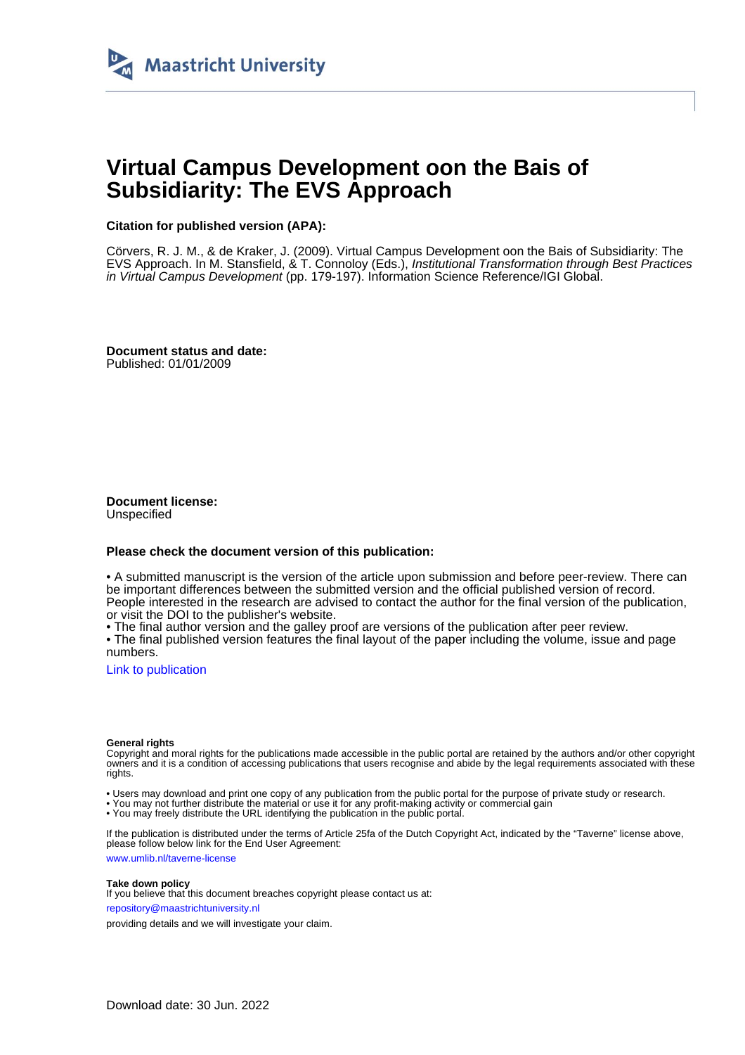Maastricht University

# Virtual Campus Development oon the Bais of Subsidiarity: The EVS Approach

**Citation for published version (APA):**

Cörvers, R. J. M., & de Kraker, J. (2009). Virtual Campus Development oon the Bais of Subsidiarity: The EVS Approach. In M. Stansfield, & T. Connoloy (Eds.), *Institutional Transformation through Best Practices in Virtual Campus Development* (pp. 179-197). Information Science Reference/IGI Global.

**Document status and date:**
Published: 01/01/2009

**Document license:**
Unspecified

**Please check the document version of this publication:**

• A submitted manuscript is the version of the article upon submission and before peer-review. There can be important differences between the submitted version and the official published version of record. People interested in the research are advised to contact the author for the final version of the publication, or visit the DOI to the publisher's website.
• The final author version and the galley proof are versions of the publication after peer review.
• The final published version features the final layout of the paper including the volume, issue and page numbers.

Link to publication

**General rights**
Copyright and moral rights for the publications made accessible in the public portal are retained by the authors and/or other copyright owners and it is a condition of accessing publications that users recognise and abide by the legal requirements associated with these rights.

• Users may download and print one copy of any publication from the public portal for the purpose of private study or research.
• You may not further distribute the material or use it for any profit-making activity or commercial gain
• You may freely distribute the URL identifying the publication in the public portal.

If the publication is distributed under the terms of Article 25fa of the Dutch Copyright Act, indicated by the "Taverne" license above, please follow below link for the End User Agreement:

www.umlib.nl/taverne-license

**Take down policy**
If you believe that this document breaches copyright please contact us at:

repository@maastrichtuniversity.nl

providing details and we will investigate your claim.

Download date: 30 Jun. 2022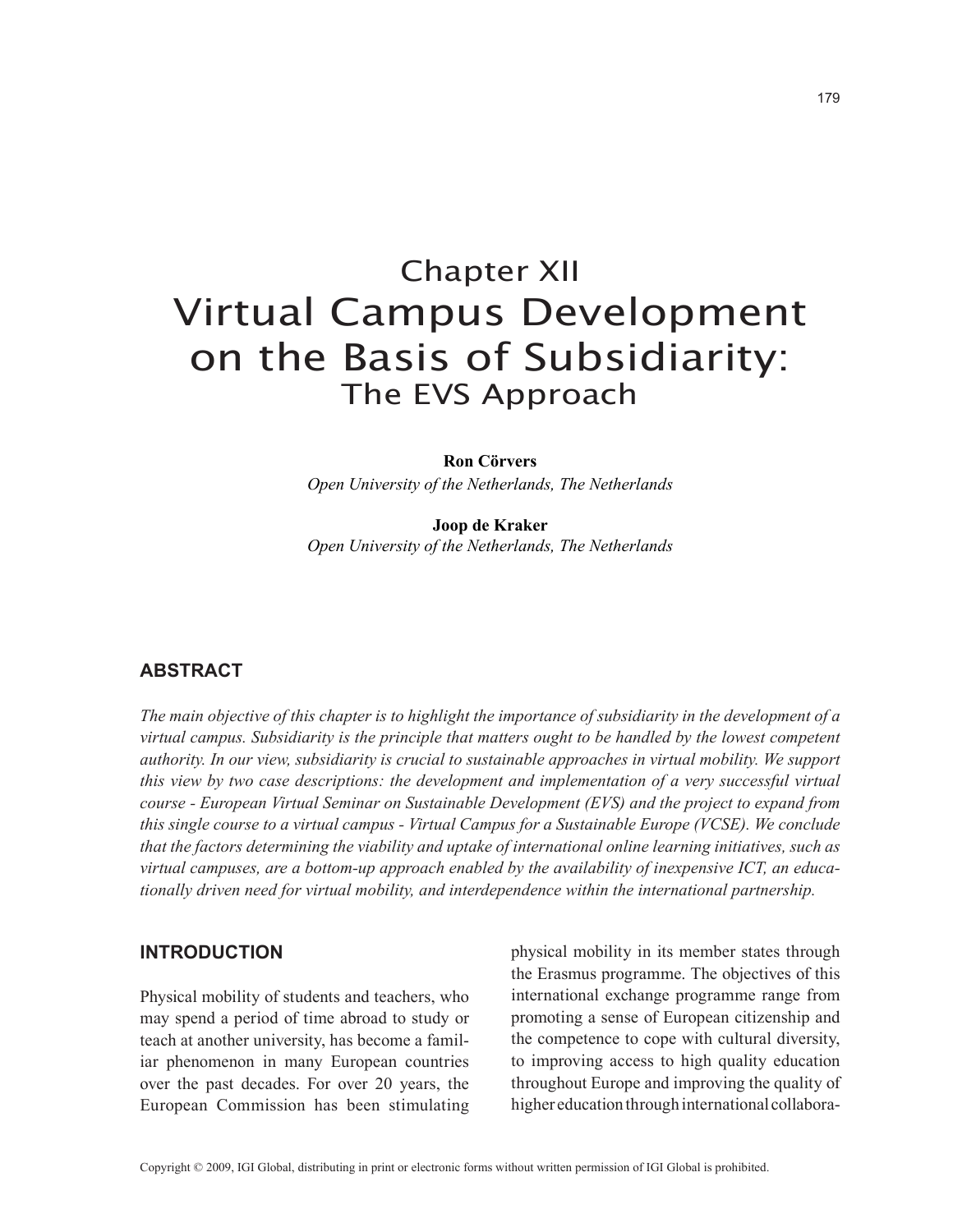# Chapter XII
# Virtual Campus Development on the Basis of Subsidiarity:
## The EVS Approach

**Ron Cörvers**
*Open University of the Netherlands, The Netherlands*

**Joop de Kraker**
*Open University of the Netherlands, The Netherlands*

## ABSTRACT

*The main objective of this chapter is to highlight the importance of subsidiarity in the development of a virtual campus. Subsidiarity is the principle that matters ought to be handled by the lowest competent authority. In our view, subsidiarity is crucial to sustainable approaches in virtual mobility. We support this view by two case descriptions: the development and implementation of a very successful virtual course - European Virtual Seminar on Sustainable Development (EVS) and the project to expand from this single course to a virtual campus - Virtual Campus for a Sustainable Europe (VCSE). We conclude that the factors determining the viability and uptake of international online learning initiatives, such as virtual campuses, are a bottom-up approach enabled by the availability of inexpensive ICT, an educationally driven need for virtual mobility, and interdependence within the international partnership.*

## INTRODUCTION

Physical mobility of students and teachers, who may spend a period of time abroad to study or teach at another university, has become a familiar phenomenon in many European countries over the past decades. For over 20 years, the European Commission has been stimulating physical mobility in its member states through the Erasmus programme. The objectives of this international exchange programme range from promoting a sense of European citizenship and the competence to cope with cultural diversity, to improving access to high quality education throughout Europe and improving the quality of higher education through international collabora-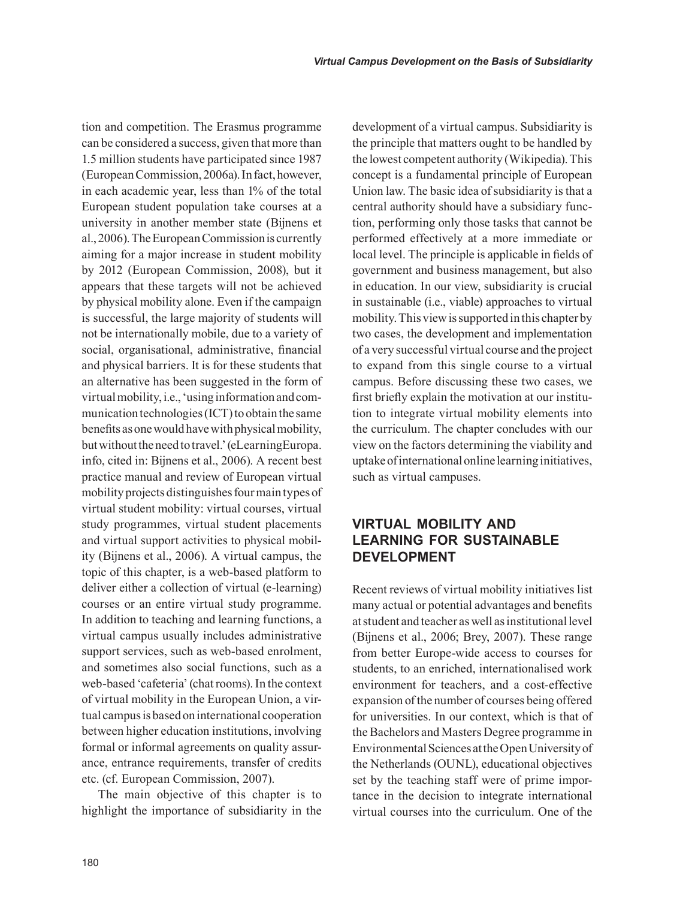tion and competition. The Erasmus programme can be considered a success, given that more than 1.5 million students have participated since 1987 (European Commission, 2006a). In fact, however, in each academic year, less than 1% of the total European student population take courses at a university in another member state (Bijnens et al., 2006). The European Commission is currently aiming for a major increase in student mobility by 2012 (European Commission, 2008), but it appears that these targets will not be achieved by physical mobility alone. Even if the campaign is successful, the large majority of students will not be internationally mobile, due to a variety of social, organisational, administrative, financial and physical barriers. It is for these students that an alternative has been suggested in the form of virtual mobility, i.e., 'using information and communication technologies (ICT) to obtain the same benefits as one would have with physical mobility, but without the need to travel.' (eLearningEuropa.info, cited in: Bijnens et al., 2006). A recent best practice manual and review of European virtual mobility projects distinguishes four main types of virtual student mobility: virtual courses, virtual study programmes, virtual student placements and virtual support activities to physical mobility (Bijnens et al., 2006). A virtual campus, the topic of this chapter, is a web-based platform to deliver either a collection of virtual (e-learning) courses or an entire virtual study programme. In addition to teaching and learning functions, a virtual campus usually includes administrative support services, such as web-based enrolment, and sometimes also social functions, such as a web-based 'cafeteria' (chat rooms). In the context of virtual mobility in the European Union, a virtual campus is based on international cooperation between higher education institutions, involving formal or informal agreements on quality assurance, entrance requirements, transfer of credits etc. (cf. European Commission, 2007).

The main objective of this chapter is to highlight the importance of subsidiarity in the development of a virtual campus. Subsidiarity is the principle that matters ought to be handled by the lowest competent authority (Wikipedia). This concept is a fundamental principle of European Union law. The basic idea of subsidiarity is that a central authority should have a subsidiary function, performing only those tasks that cannot be performed effectively at a more immediate or local level. The principle is applicable in fields of government and business management, but also in education. In our view, subsidiarity is crucial in sustainable (i.e., viable) approaches to virtual mobility. This view is supported in this chapter by two cases, the development and implementation of a very successful virtual course and the project to expand from this single course to a virtual campus. Before discussing these two cases, we first briefly explain the motivation at our institution to integrate virtual mobility elements into the curriculum. The chapter concludes with our view on the factors determining the viability and uptake of international online learning initiatives, such as virtual campuses.

## VIRTUAL MOBILITY AND LEARNING FOR SUSTAINABLE DEVELOPMENT

Recent reviews of virtual mobility initiatives list many actual or potential advantages and benefits at student and teacher as well as institutional level (Bijnens et al., 2006; Brey, 2007). These range from better Europe-wide access to courses for students, to an enriched, internationalised work environment for teachers, and a cost-effective expansion of the number of courses being offered for universities. In our context, which is that of the Bachelors and Masters Degree programme in Environmental Sciences at the Open University of the Netherlands (OUNL), educational objectives set by the teaching staff were of prime importance in the decision to integrate international virtual courses into the curriculum. One of the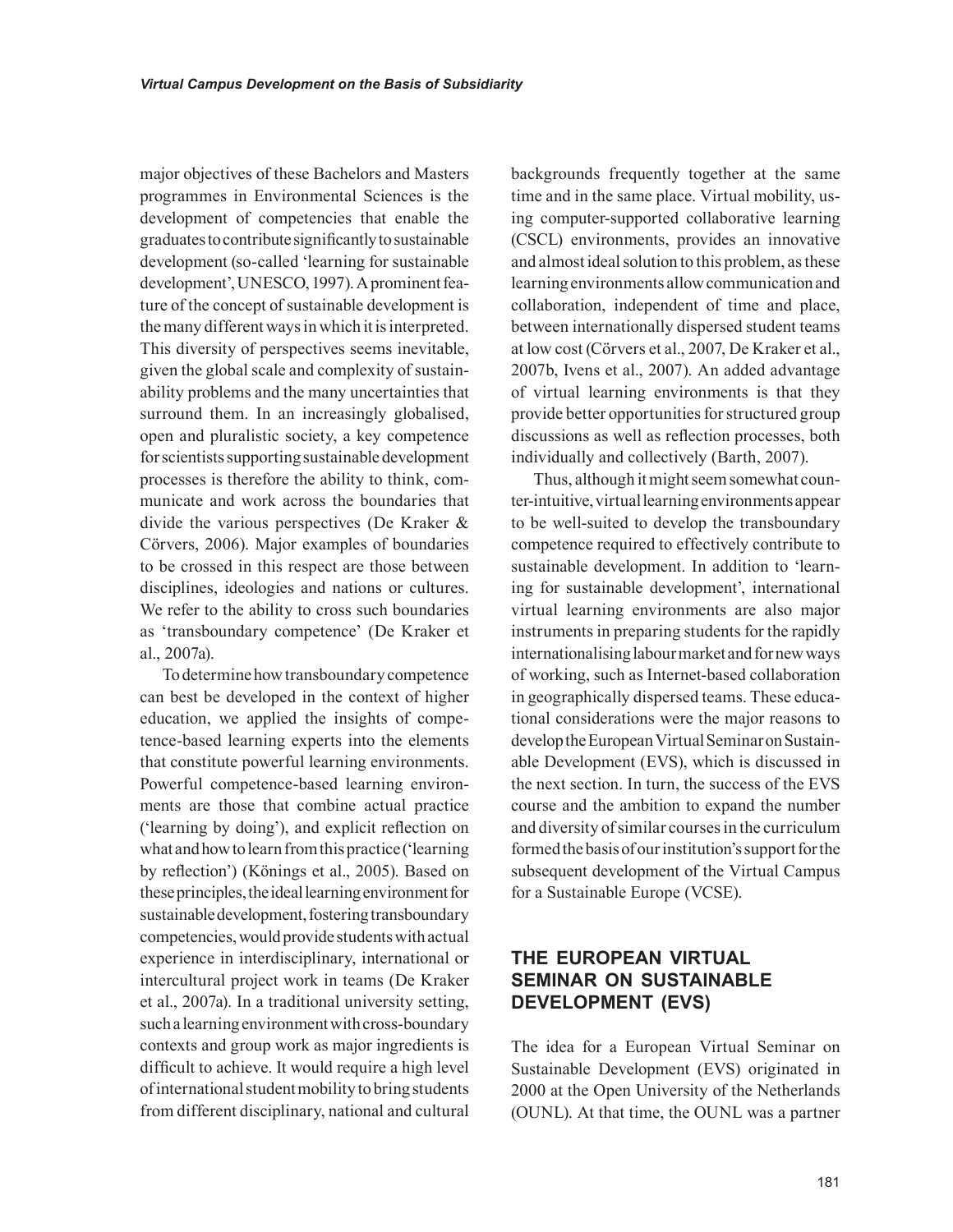major objectives of these Bachelors and Masters programmes in Environmental Sciences is the development of competencies that enable the graduates to contribute significantly to sustainable development (so-called 'learning for sustainable development', UNESCO, 1997). A prominent feature of the concept of sustainable development is the many different ways in which it is interpreted. This diversity of perspectives seems inevitable, given the global scale and complexity of sustainability problems and the many uncertainties that surround them. In an increasingly globalised, open and pluralistic society, a key competence for scientists supporting sustainable development processes is therefore the ability to think, communicate and work across the boundaries that divide the various perspectives (De Kraker & Cörvers, 2006). Major examples of boundaries to be crossed in this respect are those between disciplines, ideologies and nations or cultures. We refer to the ability to cross such boundaries as 'transboundary competence' (De Kraker et al., 2007a).

To determine how transboundary competence can best be developed in the context of higher education, we applied the insights of competence-based learning experts into the elements that constitute powerful learning environments. Powerful competence-based learning environments are those that combine actual practice ('learning by doing'), and explicit reflection on what and how to learn from this practice ('learning by reflection') (Könings et al., 2005). Based on these principles, the ideal learning environment for sustainable development, fostering transboundary competencies, would provide students with actual experience in interdisciplinary, international or intercultural project work in teams (De Kraker et al., 2007a). In a traditional university setting, such a learning environment with cross-boundary contexts and group work as major ingredients is difficult to achieve. It would require a high level of international student mobility to bring students from different disciplinary, national and cultural backgrounds frequently together at the same time and in the same place. Virtual mobility, using computer-supported collaborative learning (CSCL) environments, provides an innovative and almost ideal solution to this problem, as these learning environments allow communication and collaboration, independent of time and place, between internationally dispersed student teams at low cost (Cörvers et al., 2007, De Kraker et al., 2007b, Ivens et al., 2007). An added advantage of virtual learning environments is that they provide better opportunities for structured group discussions as well as reflection processes, both individually and collectively (Barth, 2007).

Thus, although it might seem somewhat counter-intuitive, virtual learning environments appear to be well-suited to develop the transboundary competence required to effectively contribute to sustainable development. In addition to 'learning for sustainable development', international virtual learning environments are also major instruments in preparing students for the rapidly internationalising labour market and for new ways of working, such as Internet-based collaboration in geographically dispersed teams. These educational considerations were the major reasons to develop the European Virtual Seminar on Sustainable Development (EVS), which is discussed in the next section. In turn, the success of the EVS course and the ambition to expand the number and diversity of similar courses in the curriculum formed the basis of our institution's support for the subsequent development of the Virtual Campus for a Sustainable Europe (VCSE).

## THE EUROPEAN VIRTUAL SEMINAR ON SUSTAINABLE DEVELOPMENT (EVS)

The idea for a European Virtual Seminar on Sustainable Development (EVS) originated in 2000 at the Open University of the Netherlands (OUNL). At that time, the OUNL was a partner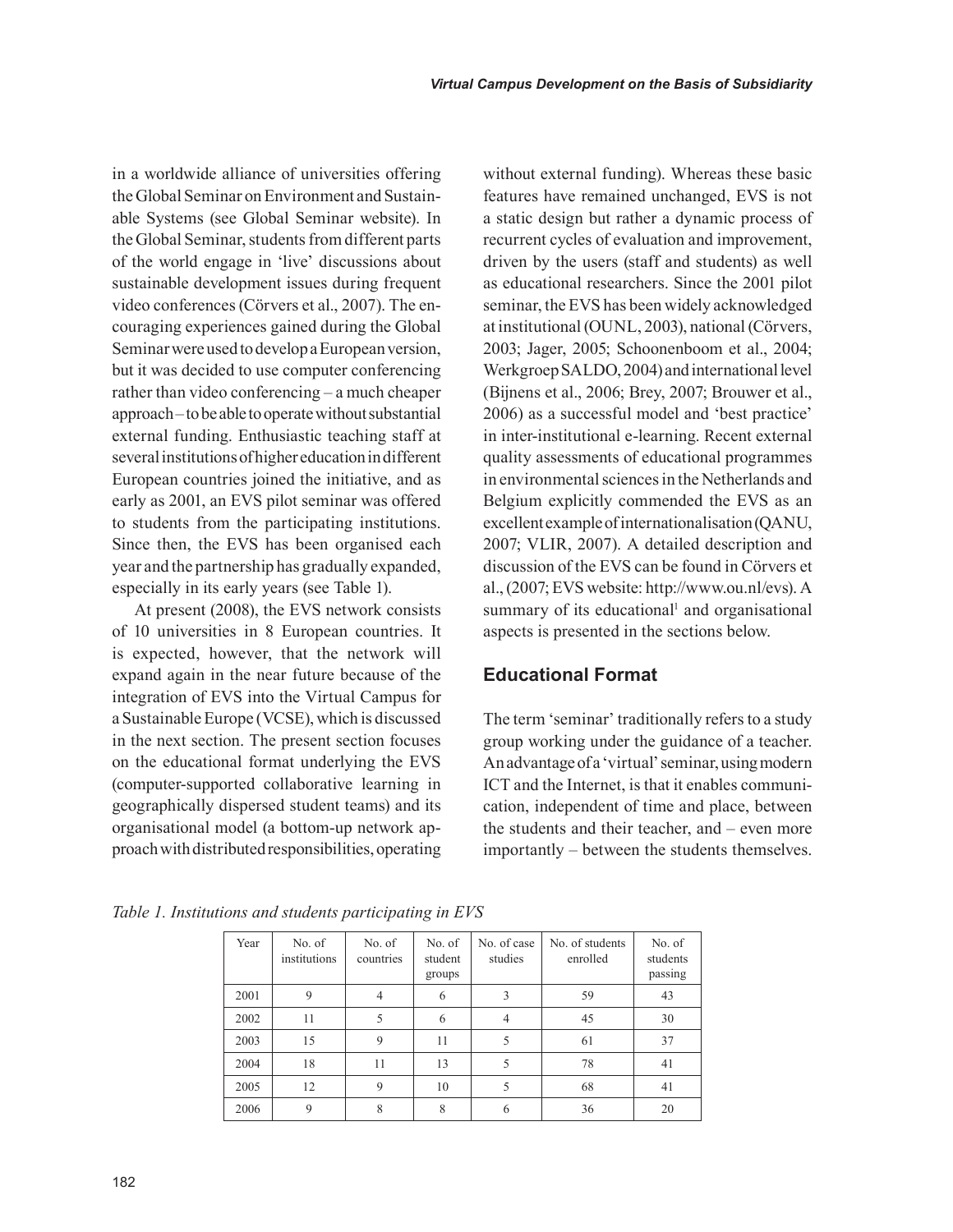in a worldwide alliance of universities offering the Global Seminar on Environment and Sustainable Systems (see Global Seminar website). In the Global Seminar, students from different parts of the world engage in 'live' discussions about sustainable development issues during frequent video conferences (Cörvers et al., 2007). The encouraging experiences gained during the Global Seminar were used to develop a European version, but it was decided to use computer conferencing rather than video conferencing – a much cheaper approach – to be able to operate without substantial external funding. Enthusiastic teaching staff at several institutions of higher education in different European countries joined the initiative, and as early as 2001, an EVS pilot seminar was offered to students from the participating institutions. Since then, the EVS has been organised each year and the partnership has gradually expanded, especially in its early years (see Table 1).

At present (2008), the EVS network consists of 10 universities in 8 European countries. It is expected, however, that the network will expand again in the near future because of the integration of EVS into the Virtual Campus for a Sustainable Europe (VCSE), which is discussed in the next section. The present section focuses on the educational format underlying the EVS (computer-supported collaborative learning in geographically dispersed student teams) and its organisational model (a bottom-up network approach with distributed responsibilities, operating without external funding). Whereas these basic features have remained unchanged, EVS is not a static design but rather a dynamic process of recurrent cycles of evaluation and improvement, driven by the users (staff and students) as well as educational researchers. Since the 2001 pilot seminar, the EVS has been widely acknowledged at institutional (OUNL, 2003), national (Cörvers, 2003; Jager, 2005; Schoonenboom et al., 2004; Werkgroep SALDO, 2004) and international level (Bijnens et al., 2006; Brey, 2007; Brouwer et al., 2006) as a successful model and 'best practice' in inter-institutional e-learning. Recent external quality assessments of educational programmes in environmental sciences in the Netherlands and Belgium explicitly commended the EVS as an excellent example of internationalisation (QANU, 2007; VLIR, 2007). A detailed description and discussion of the EVS can be found in Cörvers et al., (2007; EVS website: http://www.ou.nl/evs). A summary of its educational[1] and organisational aspects is presented in the sections below.

## Educational Format

The term 'seminar' traditionally refers to a study group working under the guidance of a teacher. An advantage of a 'virtual' seminar, using modern ICT and the Internet, is that it enables communication, independent of time and place, between the students and their teacher, and – even more importantly – between the students themselves.

*Table 1. Institutions and students participating in EVS*

| Year | No. of institutions | No. of countries | No. of student groups | No. of case studies | No. of students enrolled | No. of students passing |
|---|---|---|---|---|---|---|
| 2001 | 9 | 4 | 6 | 3 | 59 | 43 |
| 2002 | 11 | 5 | 6 | 4 | 45 | 30 |
| 2003 | 15 | 9 | 11 | 5 | 61 | 37 |
| 2004 | 18 | 11 | 13 | 5 | 78 | 41 |
| 2005 | 12 | 9 | 10 | 5 | 68 | 41 |
| 2006 | 9 | 8 | 8 | 6 | 36 | 20 |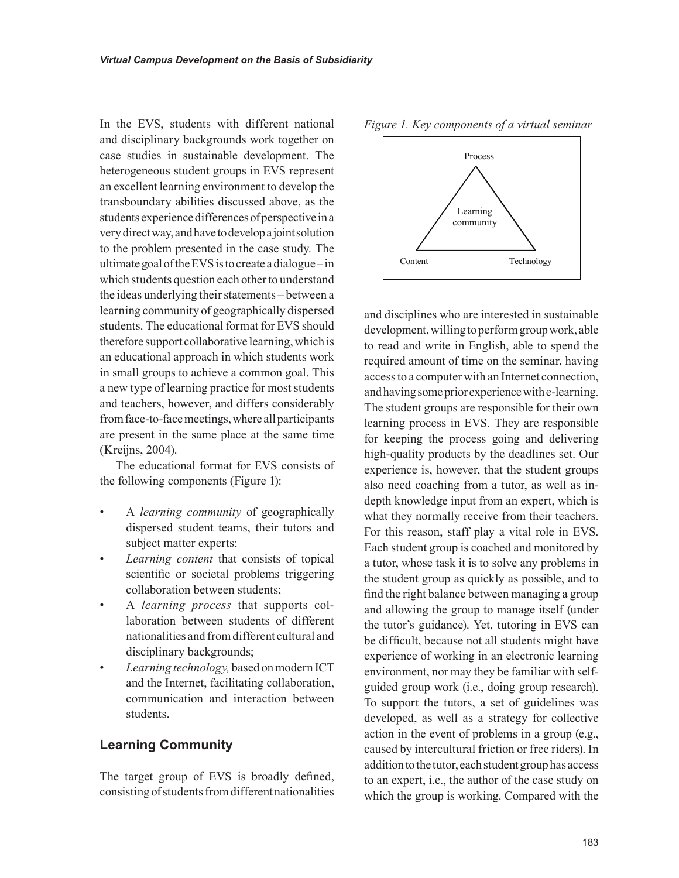In the EVS, students with different national and disciplinary backgrounds work together on case studies in sustainable development. The heterogeneous student groups in EVS represent an excellent learning environment to develop the transboundary abilities discussed above, as the students experience differences of perspective in a very direct way, and have to develop a joint solution to the problem presented in the case study. The ultimate goal of the EVS is to create a dialogue – in which students question each other to understand the ideas underlying their statements – between a learning community of geographically dispersed students. The educational format for EVS should therefore support collaborative learning, which is an educational approach in which students work in small groups to achieve a common goal. This a new type of learning practice for most students and teachers, however, and differs considerably from face-to-face meetings, where all participants are present in the same place at the same time (Kreijns, 2004).

The educational format for EVS consists of the following components (Figure 1):

- A *learning community* of geographically dispersed student teams, their tutors and subject matter experts;
- *Learning content* that consists of topical scientific or societal problems triggering collaboration between students;
- A *learning process* that supports collaboration between students of different nationalities and from different cultural and disciplinary backgrounds;
- *Learning technology,* based on modern ICT and the Internet, facilitating collaboration, communication and interaction between students.

*Figure 1. Key components of a virtual seminar*

Process

Learning community

Content

Technology

## Learning Community

The target group of EVS is broadly defined, consisting of students from different nationalities and disciplines who are interested in sustainable development, willing to perform group work, able to read and write in English, able to spend the required amount of time on the seminar, having access to a computer with an Internet connection, and having some prior experience with e-learning. The student groups are responsible for their own learning process in EVS. They are responsible for keeping the process going and delivering high-quality products by the deadlines set. Our experience is, however, that the student groups also need coaching from a tutor, as well as in-depth knowledge input from an expert, which is what they normally receive from their teachers. For this reason, staff play a vital role in EVS. Each student group is coached and monitored by a tutor, whose task it is to solve any problems in the student group as quickly as possible, and to find the right balance between managing a group and allowing the group to manage itself (under the tutor's guidance). Yet, tutoring in EVS can be difficult, because not all students might have experience of working in an electronic learning environment, nor may they be familiar with self-guided group work (i.e., doing group research). To support the tutors, a set of guidelines was developed, as well as a strategy for collective action in the event of problems in a group (e.g., caused by intercultural friction or free riders). In addition to the tutor, each student group has access to an expert, i.e., the author of the case study on which the group is working. Compared with the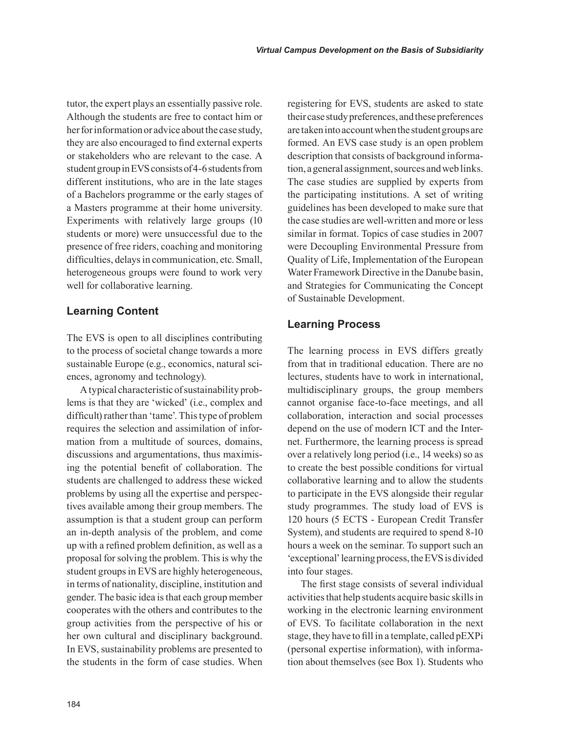tutor, the expert plays an essentially passive role. Although the students are free to contact him or her for information or advice about the case study, they are also encouraged to find external experts or stakeholders who are relevant to the case. A student group in EVS consists of 4-6 students from different institutions, who are in the late stages of a Bachelors programme or the early stages of a Masters programme at their home university. Experiments with relatively large groups (10 students or more) were unsuccessful due to the presence of free riders, coaching and monitoring difficulties, delays in communication, etc. Small, heterogeneous groups were found to work very well for collaborative learning.

## Learning Content

The EVS is open to all disciplines contributing to the process of societal change towards a more sustainable Europe (e.g., economics, natural sciences, agronomy and technology).

A typical characteristic of sustainability problems is that they are 'wicked' (i.e., complex and difficult) rather than 'tame'. This type of problem requires the selection and assimilation of information from a multitude of sources, domains, discussions and argumentations, thus maximising the potential benefit of collaboration. The students are challenged to address these wicked problems by using all the expertise and perspectives available among their group members. The assumption is that a student group can perform an in-depth analysis of the problem, and come up with a refined problem definition, as well as a proposal for solving the problem. This is why the student groups in EVS are highly heterogeneous, in terms of nationality, discipline, institution and gender. The basic idea is that each group member cooperates with the others and contributes to the group activities from the perspective of his or her own cultural and disciplinary background. In EVS, sustainability problems are presented to the students in the form of case studies. When registering for EVS, students are asked to state their case study preferences, and these preferences are taken into account when the student groups are formed. An EVS case study is an open problem description that consists of background information, a general assignment, sources and web links. The case studies are supplied by experts from the participating institutions. A set of writing guidelines has been developed to make sure that the case studies are well-written and more or less similar in format. Topics of case studies in 2007 were Decoupling Environmental Pressure from Quality of Life, Implementation of the European Water Framework Directive in the Danube basin, and Strategies for Communicating the Concept of Sustainable Development.

## Learning Process

The learning process in EVS differs greatly from that in traditional education. There are no lectures, students have to work in international, multidisciplinary groups, the group members cannot organise face-to-face meetings, and all collaboration, interaction and social processes depend on the use of modern ICT and the Internet. Furthermore, the learning process is spread over a relatively long period (i.e., 14 weeks) so as to create the best possible conditions for virtual collaborative learning and to allow the students to participate in the EVS alongside their regular study programmes. The study load of EVS is 120 hours (5 ECTS - European Credit Transfer System), and students are required to spend 8-10 hours a week on the seminar. To support such an 'exceptional' learning process, the EVS is divided into four stages.

The first stage consists of several individual activities that help students acquire basic skills in working in the electronic learning environment of EVS. To facilitate collaboration in the next stage, they have to fill in a template, called pEXPi (personal expertise information), with information about themselves (see Box 1). Students who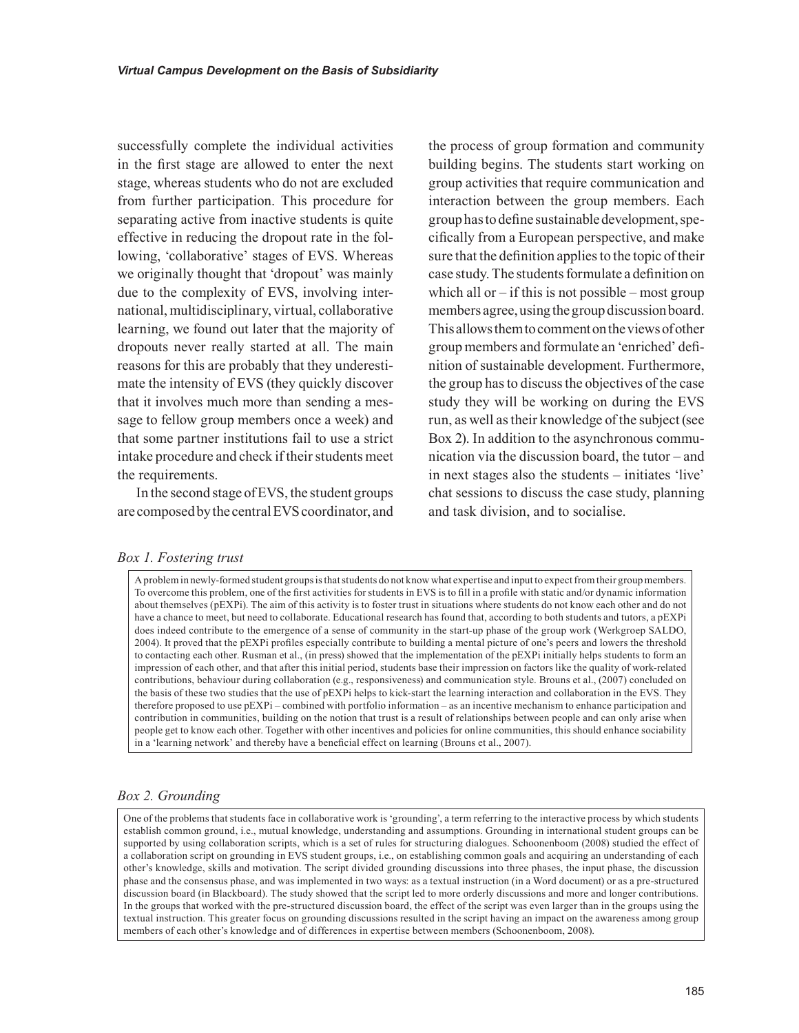successfully complete the individual activities in the first stage are allowed to enter the next stage, whereas students who do not are excluded from further participation. This procedure for separating active from inactive students is quite effective in reducing the dropout rate in the following, 'collaborative' stages of EVS. Whereas we originally thought that 'dropout' was mainly due to the complexity of EVS, involving international, multidisciplinary, virtual, collaborative learning, we found out later that the majority of dropouts never really started at all. The main reasons for this are probably that they underestimate the intensity of EVS (they quickly discover that it involves much more than sending a message to fellow group members once a week) and that some partner institutions fail to use a strict intake procedure and check if their students meet the requirements.

In the second stage of EVS, the student groups are composed by the central EVS coordinator, and the process of group formation and community building begins. The students start working on group activities that require communication and interaction between the group members. Each group has to define sustainable development, specifically from a European perspective, and make sure that the definition applies to the topic of their case study. The students formulate a definition on which all or – if this is not possible – most group members agree, using the group discussion board. This allows them to comment on the views of other group members and formulate an 'enriched' definition of sustainable development. Furthermore, the group has to discuss the objectives of the case study they will be working on during the EVS run, as well as their knowledge of the subject (see Box 2). In addition to the asynchronous communication via the discussion board, the tutor – and in next stages also the students – initiates 'live' chat sessions to discuss the case study, planning and task division, and to socialise.

*Box 1. Fostering trust*

A problem in newly-formed student groups is that students do not know what expertise and input to expect from their group members. To overcome this problem, one of the first activities for students in EVS is to fill in a profile with static and/or dynamic information about themselves (pEXPi). The aim of this activity is to foster trust in situations where students do not know each other and do not have a chance to meet, but need to collaborate. Educational research has found that, according to both students and tutors, a pEXPi does indeed contribute to the emergence of a sense of community in the start-up phase of the group work (Werkgroep SALDO, 2004). It proved that the pEXPi profiles especially contribute to building a mental picture of one's peers and lowers the threshold to contacting each other. Rusman et al., (in press) showed that the implementation of the pEXPi initially helps students to form an impression of each other, and that after this initial period, students base their impression on factors like the quality of work-related contributions, behaviour during collaboration (e.g., responsiveness) and communication style. Brouns et al., (2007) concluded on the basis of these two studies that the use of pEXPi helps to kick-start the learning interaction and collaboration in the EVS. They therefore proposed to use pEXPi – combined with portfolio information – as an incentive mechanism to enhance participation and contribution in communities, building on the notion that trust is a result of relationships between people and can only arise when people get to know each other. Together with other incentives and policies for online communities, this should enhance sociability in a 'learning network' and thereby have a beneficial effect on learning (Brouns et al., 2007).

*Box 2. Grounding*

One of the problems that students face in collaborative work is 'grounding', a term referring to the interactive process by which students establish common ground, i.e., mutual knowledge, understanding and assumptions. Grounding in international student groups can be supported by using collaboration scripts, which is a set of rules for structuring dialogues. Schoonenboom (2008) studied the effect of a collaboration script on grounding in EVS student groups, i.e., on establishing common goals and acquiring an understanding of each other's knowledge, skills and motivation. The script divided grounding discussions into three phases, the input phase, the discussion phase and the consensus phase, and was implemented in two ways: as a textual instruction (in a Word document) or as a pre-structured discussion board (in Blackboard). The study showed that the script led to more orderly discussions and more and longer contributions. In the groups that worked with the pre-structured discussion board, the effect of the script was even larger than in the groups using the textual instruction. This greater focus on grounding discussions resulted in the script having an impact on the awareness among group members of each other's knowledge and of differences in expertise between members (Schoonenboom, 2008).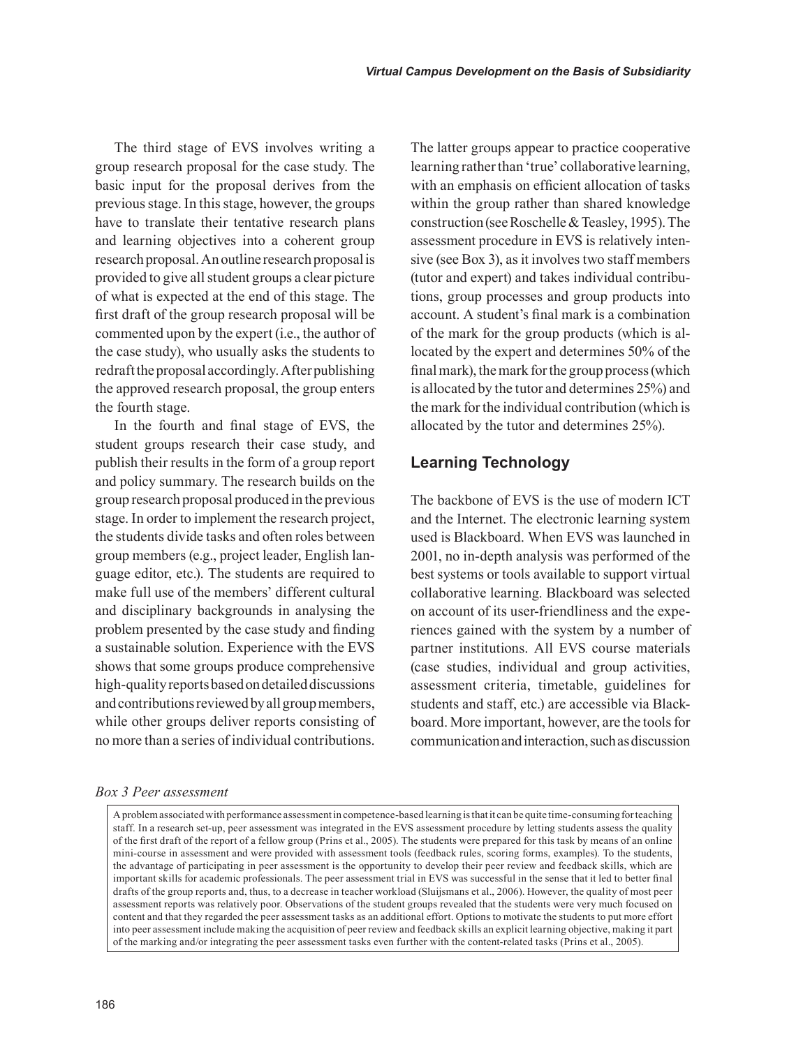The third stage of EVS involves writing a group research proposal for the case study. The basic input for the proposal derives from the previous stage. In this stage, however, the groups have to translate their tentative research plans and learning objectives into a coherent group research proposal. An outline research proposal is provided to give all student groups a clear picture of what is expected at the end of this stage. The first draft of the group research proposal will be commented upon by the expert (i.e., the author of the case study), who usually asks the students to redraft the proposal accordingly. After publishing the approved research proposal, the group enters the fourth stage.

In the fourth and final stage of EVS, the student groups research their case study, and publish their results in the form of a group report and policy summary. The research builds on the group research proposal produced in the previous stage. In order to implement the research project, the students divide tasks and often roles between group members (e.g., project leader, English language editor, etc.). The students are required to make full use of the members' different cultural and disciplinary backgrounds in analysing the problem presented by the case study and finding a sustainable solution. Experience with the EVS shows that some groups produce comprehensive high-quality reports based on detailed discussions and contributions reviewed by all group members, while other groups deliver reports consisting of no more than a series of individual contributions. The latter groups appear to practice cooperative learning rather than 'true' collaborative learning, with an emphasis on efficient allocation of tasks within the group rather than shared knowledge construction (see Roschelle & Teasley, 1995). The assessment procedure in EVS is relatively intensive (see Box 3), as it involves two staff members (tutor and expert) and takes individual contributions, group processes and group products into account. A student's final mark is a combination of the mark for the group products (which is allocated by the expert and determines 50% of the final mark), the mark for the group process (which is allocated by the tutor and determines 25%) and the mark for the individual contribution (which is allocated by the tutor and determines 25%).

## Learning Technology

The backbone of EVS is the use of modern ICT and the Internet. The electronic learning system used is Blackboard. When EVS was launched in 2001, no in-depth analysis was performed of the best systems or tools available to support virtual collaborative learning. Blackboard was selected on account of its user-friendliness and the experiences gained with the system by a number of partner institutions. All EVS course materials (case studies, individual and group activities, assessment criteria, timetable, guidelines for students and staff, etc.) are accessible via Blackboard. More important, however, are the tools for communication and interaction, such as discussion

*Box 3 Peer assessment*

A problem associated with performance assessment in competence-based learning is that it can be quite time-consuming for teaching staff. In a research set-up, peer assessment was integrated in the EVS assessment procedure by letting students assess the quality of the first draft of the report of a fellow group (Prins et al., 2005). The students were prepared for this task by means of an online mini-course in assessment and were provided with assessment tools (feedback rules, scoring forms, examples). To the students, the advantage of participating in peer assessment is the opportunity to develop their peer review and feedback skills, which are important skills for academic professionals. The peer assessment trial in EVS was successful in the sense that it led to better final drafts of the group reports and, thus, to a decrease in teacher workload (Sluijsmans et al., 2006). However, the quality of most peer assessment reports was relatively poor. Observations of the student groups revealed that the students were very much focused on content and that they regarded the peer assessment tasks as an additional effort. Options to motivate the students to put more effort into peer assessment include making the acquisition of peer review and feedback skills an explicit learning objective, making it part of the marking and/or integrating the peer assessment tasks even further with the content-related tasks (Prins et al., 2005).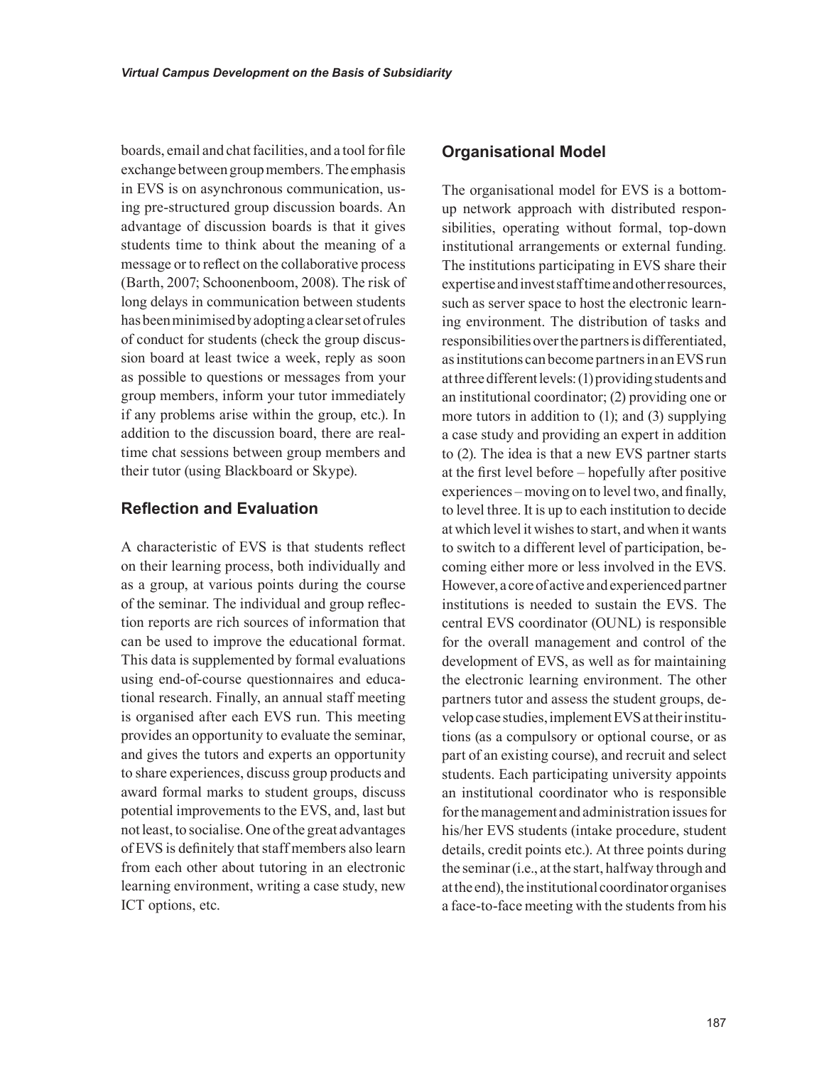boards, email and chat facilities, and a tool for file exchange between group members. The emphasis in EVS is on asynchronous communication, using pre-structured group discussion boards. An advantage of discussion boards is that it gives students time to think about the meaning of a message or to reflect on the collaborative process (Barth, 2007; Schoonenboom, 2008). The risk of long delays in communication between students has been minimised by adopting a clear set of rules of conduct for students (check the group discussion board at least twice a week, reply as soon as possible to questions or messages from your group members, inform your tutor immediately if any problems arise within the group, etc.). In addition to the discussion board, there are real-time chat sessions between group members and their tutor (using Blackboard or Skype).

## Reflection and Evaluation

A characteristic of EVS is that students reflect on their learning process, both individually and as a group, at various points during the course of the seminar. The individual and group reflection reports are rich sources of information that can be used to improve the educational format. This data is supplemented by formal evaluations using end-of-course questionnaires and educational research. Finally, an annual staff meeting is organised after each EVS run. This meeting provides an opportunity to evaluate the seminar, and gives the tutors and experts an opportunity to share experiences, discuss group products and award formal marks to student groups, discuss potential improvements to the EVS, and, last but not least, to socialise. One of the great advantages of EVS is definitely that staff members also learn from each other about tutoring in an electronic learning environment, writing a case study, new ICT options, etc.

## Organisational Model

The organisational model for EVS is a bottom-up network approach with distributed responsibilities, operating without formal, top-down institutional arrangements or external funding. The institutions participating in EVS share their expertise and invest staff time and other resources, such as server space to host the electronic learning environment. The distribution of tasks and responsibilities over the partners is differentiated, as institutions can become partners in an EVS run at three different levels: (1) providing students and an institutional coordinator; (2) providing one or more tutors in addition to (1); and (3) supplying a case study and providing an expert in addition to (2). The idea is that a new EVS partner starts at the first level before – hopefully after positive experiences – moving on to level two, and finally, to level three. It is up to each institution to decide at which level it wishes to start, and when it wants to switch to a different level of participation, becoming either more or less involved in the EVS. However, a core of active and experienced partner institutions is needed to sustain the EVS. The central EVS coordinator (OUNL) is responsible for the overall management and control of the development of EVS, as well as for maintaining the electronic learning environment. The other partners tutor and assess the student groups, develop case studies, implement EVS at their institutions (as a compulsory or optional course, or as part of an existing course), and recruit and select students. Each participating university appoints an institutional coordinator who is responsible for the management and administration issues for his/her EVS students (intake procedure, student details, credit points etc.). At three points during the seminar (i.e., at the start, halfway through and at the end), the institutional coordinator organises a face-to-face meeting with the students from his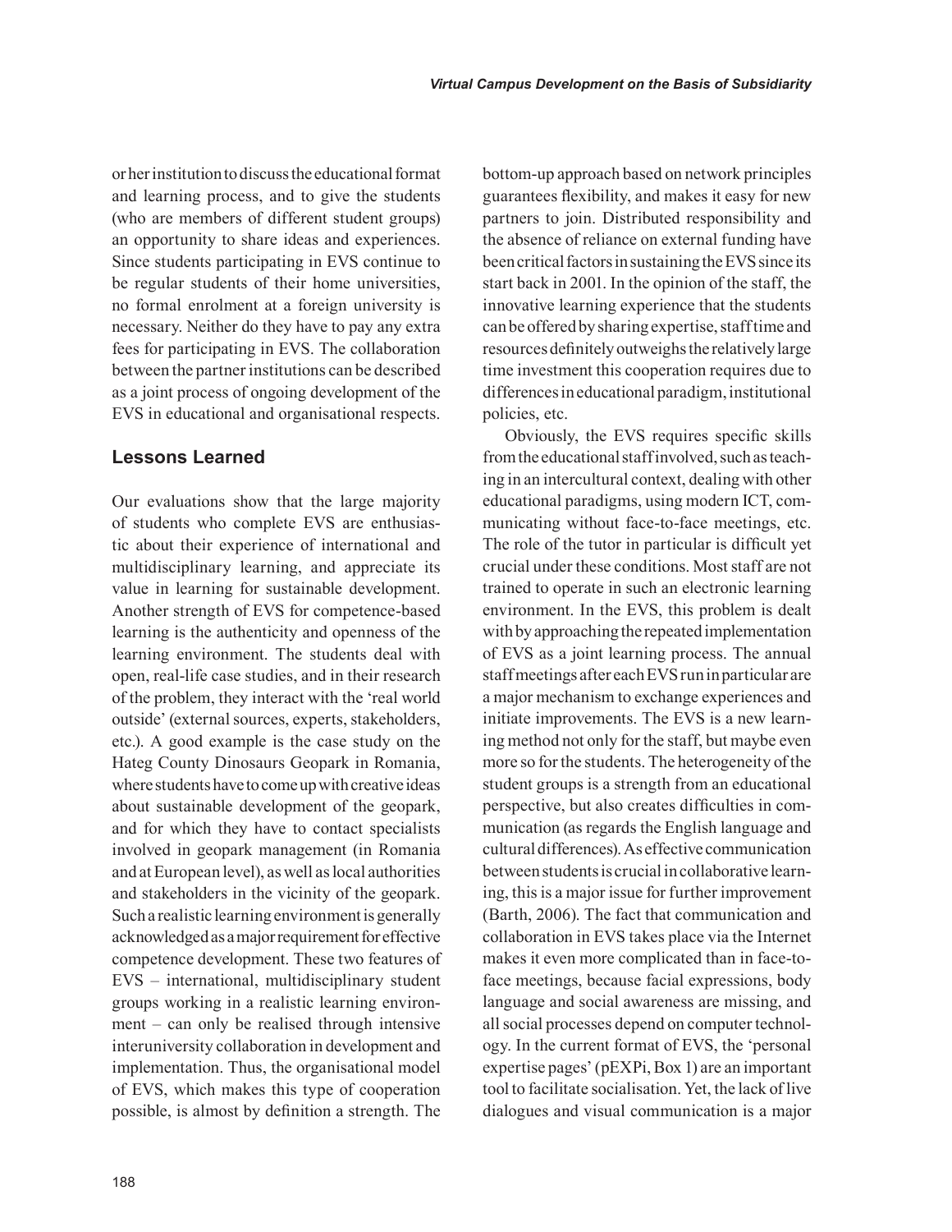or her institution to discuss the educational format and learning process, and to give the students (who are members of different student groups) an opportunity to share ideas and experiences. Since students participating in EVS continue to be regular students of their home universities, no formal enrolment at a foreign university is necessary. Neither do they have to pay any extra fees for participating in EVS. The collaboration between the partner institutions can be described as a joint process of ongoing development of the EVS in educational and organisational respects.

## Lessons Learned

Our evaluations show that the large majority of students who complete EVS are enthusiastic about their experience of international and multidisciplinary learning, and appreciate its value in learning for sustainable development. Another strength of EVS for competence-based learning is the authenticity and openness of the learning environment. The students deal with open, real-life case studies, and in their research of the problem, they interact with the 'real world outside' (external sources, experts, stakeholders, etc.). A good example is the case study on the Hateg County Dinosaurs Geopark in Romania, where students have to come up with creative ideas about sustainable development of the geopark, and for which they have to contact specialists involved in geopark management (in Romania and at European level), as well as local authorities and stakeholders in the vicinity of the geopark. Such a realistic learning environment is generally acknowledged as a major requirement for effective competence development. These two features of EVS – international, multidisciplinary student groups working in a realistic learning environment – can only be realised through intensive interuniversity collaboration in development and implementation. Thus, the organisational model of EVS, which makes this type of cooperation possible, is almost by definition a strength. The bottom-up approach based on network principles guarantees flexibility, and makes it easy for new partners to join. Distributed responsibility and the absence of reliance on external funding have been critical factors in sustaining the EVS since its start back in 2001. In the opinion of the staff, the innovative learning experience that the students can be offered by sharing expertise, staff time and resources definitely outweighs the relatively large time investment this cooperation requires due to differences in educational paradigm, institutional policies, etc.

Obviously, the EVS requires specific skills from the educational staff involved, such as teaching in an intercultural context, dealing with other educational paradigms, using modern ICT, communicating without face-to-face meetings, etc. The role of the tutor in particular is difficult yet crucial under these conditions. Most staff are not trained to operate in such an electronic learning environment. In the EVS, this problem is dealt with by approaching the repeated implementation of EVS as a joint learning process. The annual staff meetings after each EVS run in particular are a major mechanism to exchange experiences and initiate improvements. The EVS is a new learning method not only for the staff, but maybe even more so for the students. The heterogeneity of the student groups is a strength from an educational perspective, but also creates difficulties in communication (as regards the English language and cultural differences). As effective communication between students is crucial in collaborative learning, this is a major issue for further improvement (Barth, 2006). The fact that communication and collaboration in EVS takes place via the Internet makes it even more complicated than in face-to-face meetings, because facial expressions, body language and social awareness are missing, and all social processes depend on computer technology. In the current format of EVS, the 'personal expertise pages' (pEXPi, Box 1) are an important tool to facilitate socialisation. Yet, the lack of live dialogues and visual communication is a major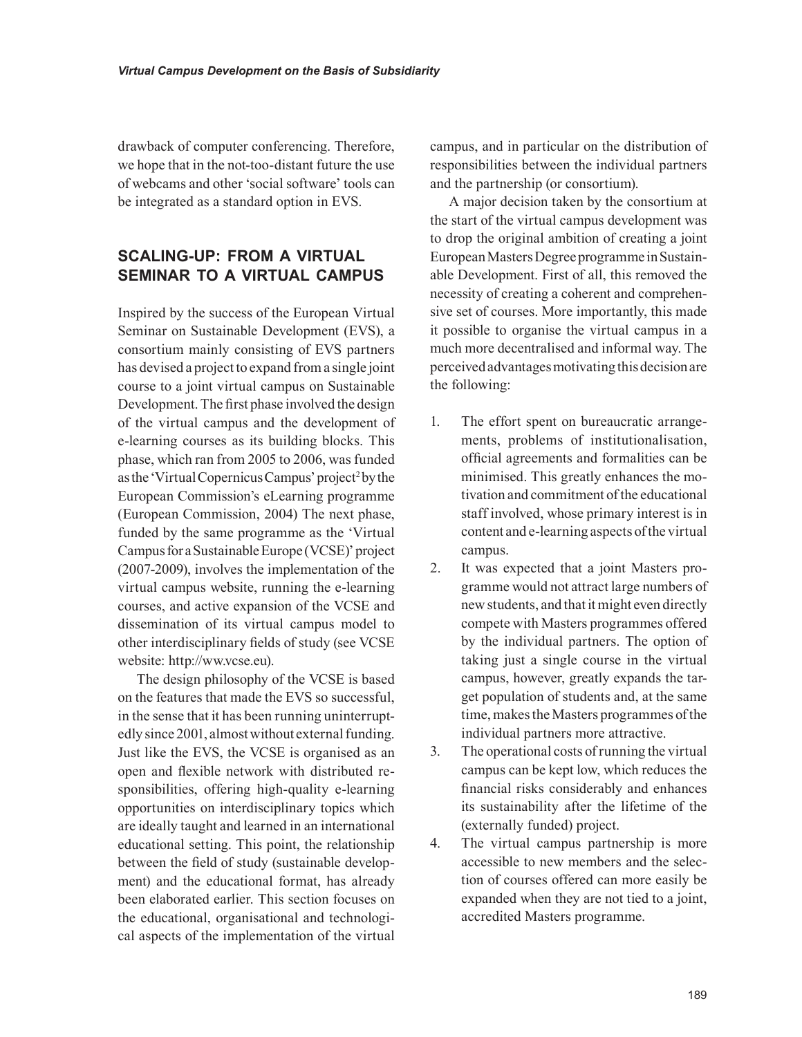drawback of computer conferencing. Therefore, we hope that in the not-too-distant future the use of webcams and other 'social software' tools can be integrated as a standard option in EVS.

## SCALING-UP: FROM A VIRTUAL SEMINAR TO A VIRTUAL CAMPUS

Inspired by the success of the European Virtual Seminar on Sustainable Development (EVS), a consortium mainly consisting of EVS partners has devised a project to expand from a single joint course to a joint virtual campus on Sustainable Development. The first phase involved the design of the virtual campus and the development of e-learning courses as its building blocks. This phase, which ran from 2005 to 2006, was funded as the 'Virtual Copernicus Campus' project[2] by the European Commission's eLearning programme (European Commission, 2004) The next phase, funded by the same programme as the 'Virtual Campus for a Sustainable Europe (VCSE)' project (2007-2009), involves the implementation of the virtual campus website, running the e-learning courses, and active expansion of the VCSE and dissemination of its virtual campus model to other interdisciplinary fields of study (see VCSE website: http://ww.vcse.eu).

The design philosophy of the VCSE is based on the features that made the EVS so successful, in the sense that it has been running uninterruptedly since 2001, almost without external funding. Just like the EVS, the VCSE is organised as an open and flexible network with distributed responsibilities, offering high-quality e-learning opportunities on interdisciplinary topics which are ideally taught and learned in an international educational setting. This point, the relationship between the field of study (sustainable development) and the educational format, has already been elaborated earlier. This section focuses on the educational, organisational and technological aspects of the implementation of the virtual campus, and in particular on the distribution of responsibilities between the individual partners and the partnership (or consortium).

A major decision taken by the consortium at the start of the virtual campus development was to drop the original ambition of creating a joint European Masters Degree programme in Sustainable Development. First of all, this removed the necessity of creating a coherent and comprehensive set of courses. More importantly, this made it possible to organise the virtual campus in a much more decentralised and informal way. The perceived advantages motivating this decision are the following:

1. The effort spent on bureaucratic arrangements, problems of institutionalisation, official agreements and formalities can be minimised. This greatly enhances the motivation and commitment of the educational staff involved, whose primary interest is in content and e-learning aspects of the virtual campus.
2. It was expected that a joint Masters programme would not attract large numbers of new students, and that it might even directly compete with Masters programmes offered by the individual partners. The option of taking just a single course in the virtual campus, however, greatly expands the target population of students and, at the same time, makes the Masters programmes of the individual partners more attractive.
3. The operational costs of running the virtual campus can be kept low, which reduces the financial risks considerably and enhances its sustainability after the lifetime of the (externally funded) project.
4. The virtual campus partnership is more accessible to new members and the selection of courses offered can more easily be expanded when they are not tied to a joint, accredited Masters programme.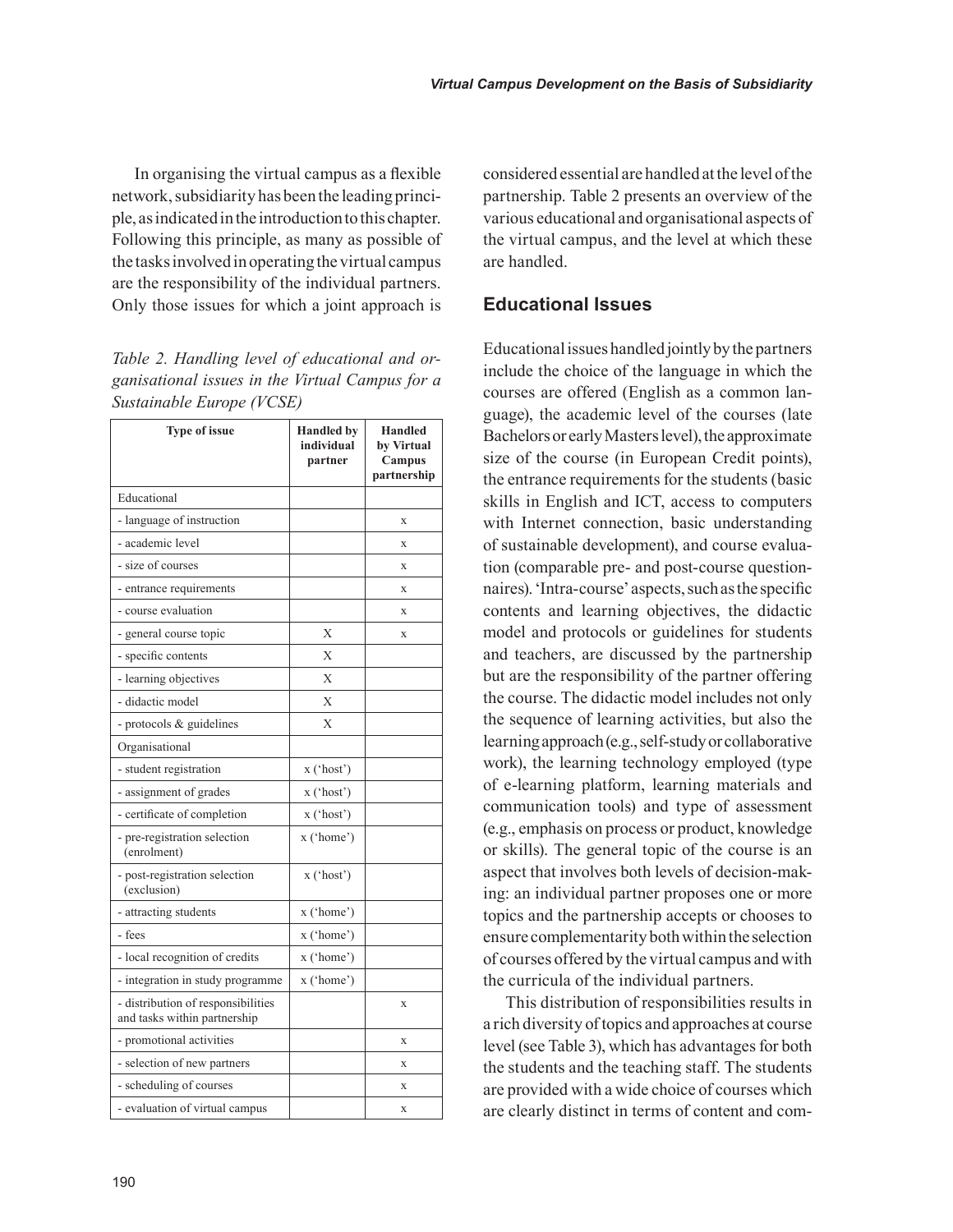In organising the virtual campus as a flexible network, subsidiarity has been the leading principle, as indicated in the introduction to this chapter. Following this principle, as many as possible of the tasks involved in operating the virtual campus are the responsibility of the individual partners. Only those issues for which a joint approach is considered essential are handled at the level of the partnership. Table 2 presents an overview of the various educational and organisational aspects of the virtual campus, and the level at which these are handled.

*Table 2. Handling level of educational and organisational issues in the Virtual Campus for a Sustainable Europe (VCSE)*

| Type of issue | Handled by individual partner | Handled by Virtual Campus partnership |
|---|---|---|
| Educational | | |
| - language of instruction | | x |
| - academic level | | x |
| - size of courses | | x |
| - entrance requirements | | x |
| - course evaluation | | x |
| - general course topic | X | x |
| - specific contents | X | |
| - learning objectives | X | |
| - didactic model | X | |
| - protocols & guidelines | X | |
| Organisational | | |
| - student registration | x ('host') | |
| - assignment of grades | x ('host') | |
| - certificate of completion | x ('host') | |
| - pre-registration selection (enrolment) | x ('home') | |
| - post-registration selection (exclusion) | x ('host') | |
| - attracting students | x ('home') | |
| - fees | x ('home') | |
| - local recognition of credits | x ('home') | |
| - integration in study programme | x ('home') | |
| - distribution of responsibilities and tasks within partnership | | x |
| - promotional activities | | x |
| - selection of new partners | | x |
| - scheduling of courses | | x |
| - evaluation of virtual campus | | x |

## Educational Issues

Educational issues handled jointly by the partners include the choice of the language in which the courses are offered (English as a common language), the academic level of the courses (late Bachelors or early Masters level), the approximate size of the course (in European Credit points), the entrance requirements for the students (basic skills in English and ICT, access to computers with Internet connection, basic understanding of sustainable development), and course evaluation (comparable pre- and post-course questionnaires). 'Intra-course' aspects, such as the specific contents and learning objectives, the didactic model and protocols or guidelines for students and teachers, are discussed by the partnership but are the responsibility of the partner offering the course. The didactic model includes not only the sequence of learning activities, but also the learning approach (e.g., self-study or collaborative work), the learning technology employed (type of e-learning platform, learning materials and communication tools) and type of assessment (e.g., emphasis on process or product, knowledge or skills). The general topic of the course is an aspect that involves both levels of decision-making: an individual partner proposes one or more topics and the partnership accepts or chooses to ensure complementarity both within the selection of courses offered by the virtual campus and with the curricula of the individual partners.

This distribution of responsibilities results in a rich diversity of topics and approaches at course level (see Table 3), which has advantages for both the students and the teaching staff. The students are provided with a wide choice of courses which are clearly distinct in terms of content and com-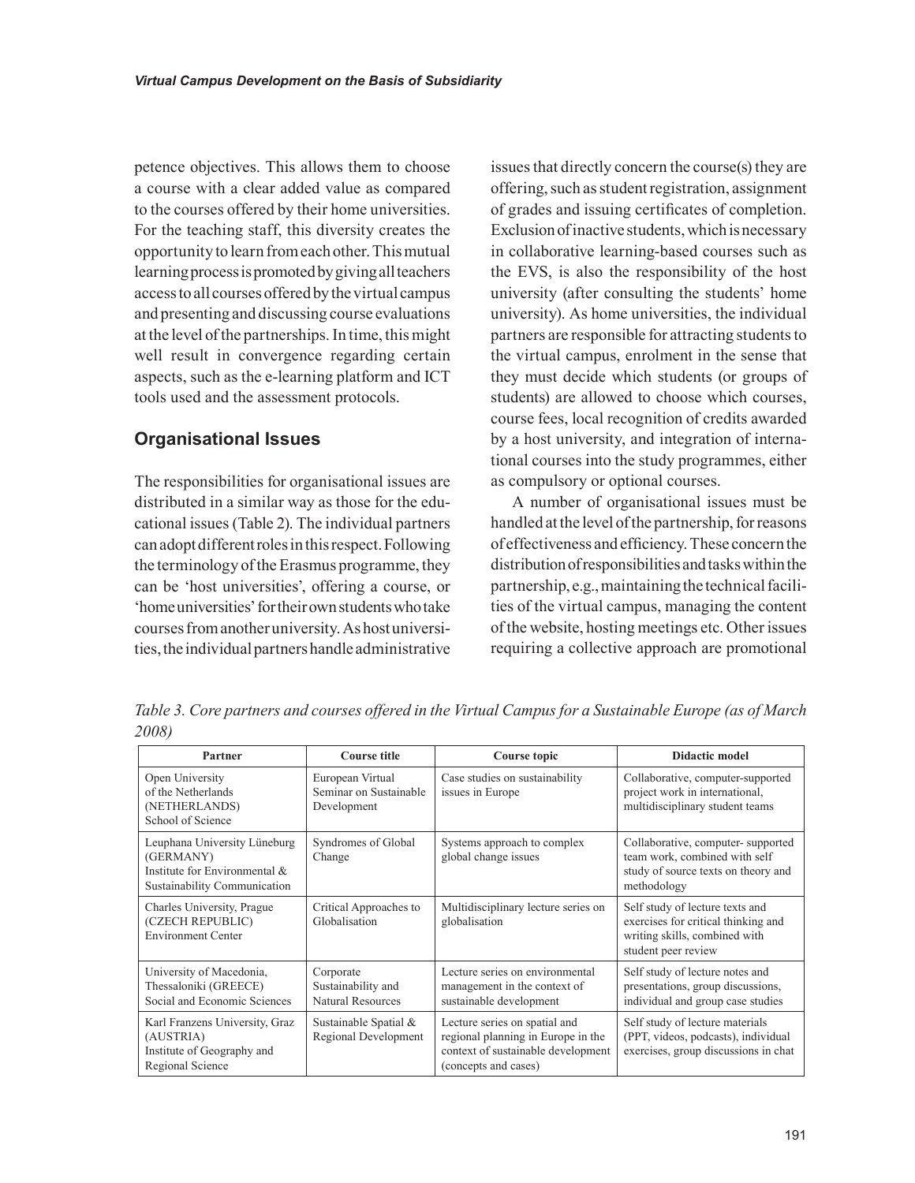petence objectives. This allows them to choose a course with a clear added value as compared to the courses offered by their home universities. For the teaching staff, this diversity creates the opportunity to learn from each other. This mutual learning process is promoted by giving all teachers access to all courses offered by the virtual campus and presenting and discussing course evaluations at the level of the partnerships. In time, this might well result in convergence regarding certain aspects, such as the e-learning platform and ICT tools used and the assessment protocols.

## Organisational Issues

The responsibilities for organisational issues are distributed in a similar way as those for the educational issues (Table 2). The individual partners can adopt different roles in this respect. Following the terminology of the Erasmus programme, they can be 'host universities', offering a course, or 'home universities' for their own students who take courses from another university. As host universities, the individual partners handle administrative issues that directly concern the course(s) they are offering, such as student registration, assignment of grades and issuing certificates of completion. Exclusion of inactive students, which is necessary in collaborative learning-based courses such as the EVS, is also the responsibility of the host university (after consulting the students' home university). As home universities, the individual partners are responsible for attracting students to the virtual campus, enrolment in the sense that they must decide which students (or groups of students) are allowed to choose which courses, course fees, local recognition of credits awarded by a host university, and integration of international courses into the study programmes, either as compulsory or optional courses.

A number of organisational issues must be handled at the level of the partnership, for reasons of effectiveness and efficiency. These concern the distribution of responsibilities and tasks within the partnership, e.g., maintaining the technical facilities of the virtual campus, managing the content of the website, hosting meetings etc. Other issues requiring a collective approach are promotional

*Table 3. Core partners and courses offered in the Virtual Campus for a Sustainable Europe (as of March 2008)*

| Partner | Course title | Course topic | Didactic model |
|---|---|---|---|
| Open University of the Netherlands (NETHERLANDS) School of Science | European Virtual Seminar on Sustainable Development | Case studies on sustainability issues in Europe | Collaborative, computer-supported project work in international, multidisciplinary student teams |
| Leuphana University Lüneburg (GERMANY) Institute for Environmental & Sustainability Communication | Syndromes of Global Change | Systems approach to complex global change issues | Collaborative, computer- supported team work, combined with self study of source texts on theory and methodology |
| Charles University, Prague (CZECH REPUBLIC) Environment Center | Critical Approaches to Globalisation | Multidisciplinary lecture series on globalisation | Self study of lecture texts and exercises for critical thinking and writing skills, combined with student peer review |
| University of Macedonia, Thessaloniki (GREECE) Social and Economic Sciences | Corporate Sustainability and Natural Resources | Lecture series on environmental management in the context of sustainable development | Self study of lecture notes and presentations, group discussions, individual and group case studies |
| Karl Franzens University, Graz (AUSTRIA) Institute of Geography and Regional Science | Sustainable Spatial & Regional Development | Lecture series on spatial and regional planning in Europe in the context of sustainable development (concepts and cases) | Self study of lecture materials (PPT, videos, podcasts), individual exercises, group discussions in chat |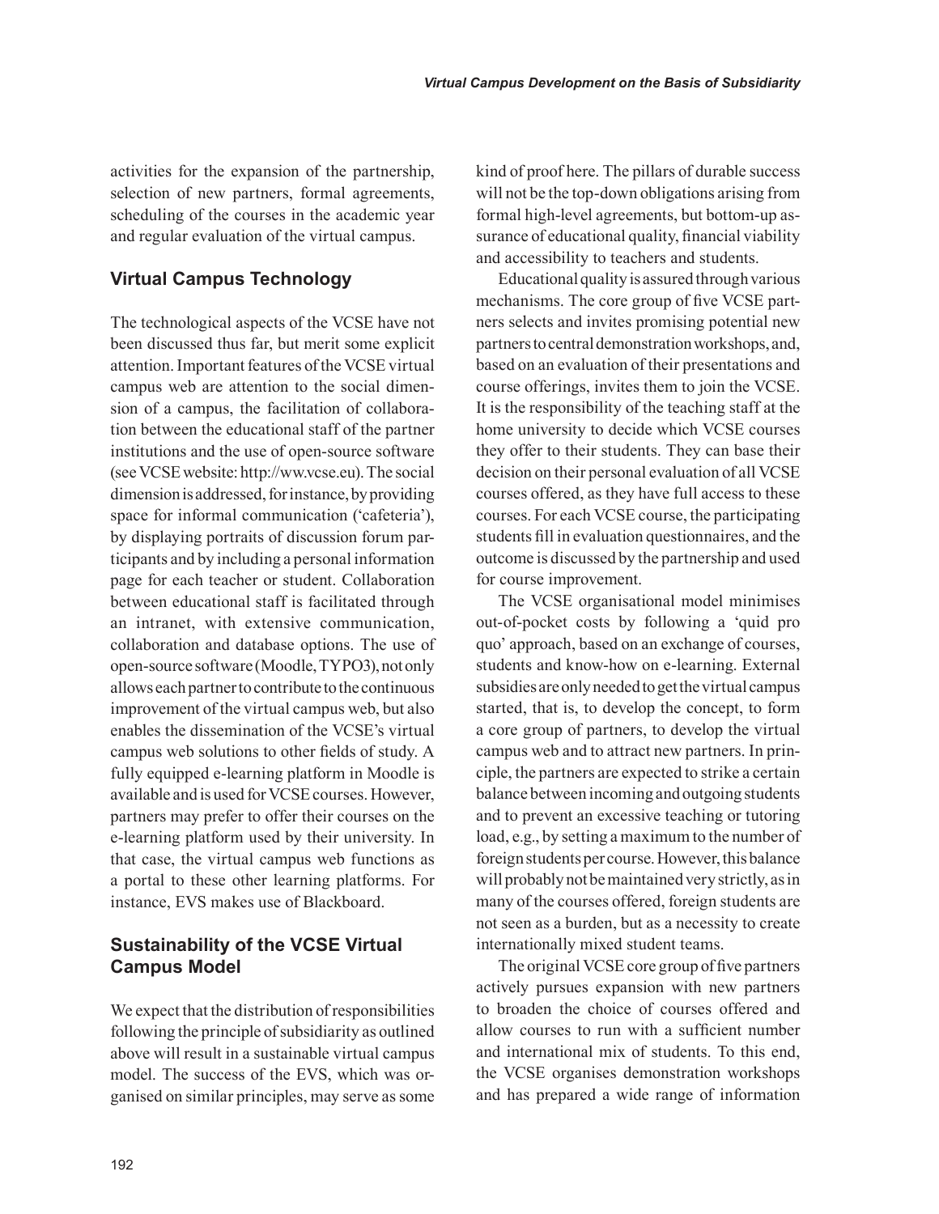activities for the expansion of the partnership, selection of new partners, formal agreements, scheduling of the courses in the academic year and regular evaluation of the virtual campus.

## Virtual Campus Technology

The technological aspects of the VCSE have not been discussed thus far, but merit some explicit attention. Important features of the VCSE virtual campus web are attention to the social dimension of a campus, the facilitation of collaboration between the educational staff of the partner institutions and the use of open-source software (see VCSE website: http://ww.vcse.eu). The social dimension is addressed, for instance, by providing space for informal communication ('cafeteria'), by displaying portraits of discussion forum participants and by including a personal information page for each teacher or student. Collaboration between educational staff is facilitated through an intranet, with extensive communication, collaboration and database options. The use of open-source software (Moodle, TYPO3), not only allows each partner to contribute to the continuous improvement of the virtual campus web, but also enables the dissemination of the VCSE's virtual campus web solutions to other fields of study. A fully equipped e-learning platform in Moodle is available and is used for VCSE courses. However, partners may prefer to offer their courses on the e-learning platform used by their university. In that case, the virtual campus web functions as a portal to these other learning platforms. For instance, EVS makes use of Blackboard.

## Sustainability of the VCSE Virtual Campus Model

We expect that the distribution of responsibilities following the principle of subsidiarity as outlined above will result in a sustainable virtual campus model. The success of the EVS, which was organised on similar principles, may serve as some kind of proof here. The pillars of durable success will not be the top-down obligations arising from formal high-level agreements, but bottom-up assurance of educational quality, financial viability and accessibility to teachers and students.

Educational quality is assured through various mechanisms. The core group of five VCSE partners selects and invites promising potential new partners to central demonstration workshops, and, based on an evaluation of their presentations and course offerings, invites them to join the VCSE. It is the responsibility of the teaching staff at the home university to decide which VCSE courses they offer to their students. They can base their decision on their personal evaluation of all VCSE courses offered, as they have full access to these courses. For each VCSE course, the participating students fill in evaluation questionnaires, and the outcome is discussed by the partnership and used for course improvement.

The VCSE organisational model minimises out-of-pocket costs by following a 'quid pro quo' approach, based on an exchange of courses, students and know-how on e-learning. External subsidies are only needed to get the virtual campus started, that is, to develop the concept, to form a core group of partners, to develop the virtual campus web and to attract new partners. In principle, the partners are expected to strike a certain balance between incoming and outgoing students and to prevent an excessive teaching or tutoring load, e.g., by setting a maximum to the number of foreign students per course. However, this balance will probably not be maintained very strictly, as in many of the courses offered, foreign students are not seen as a burden, but as a necessity to create internationally mixed student teams.

The original VCSE core group of five partners actively pursues expansion with new partners to broaden the choice of courses offered and allow courses to run with a sufficient number and international mix of students. To this end, the VCSE organises demonstration workshops and has prepared a wide range of information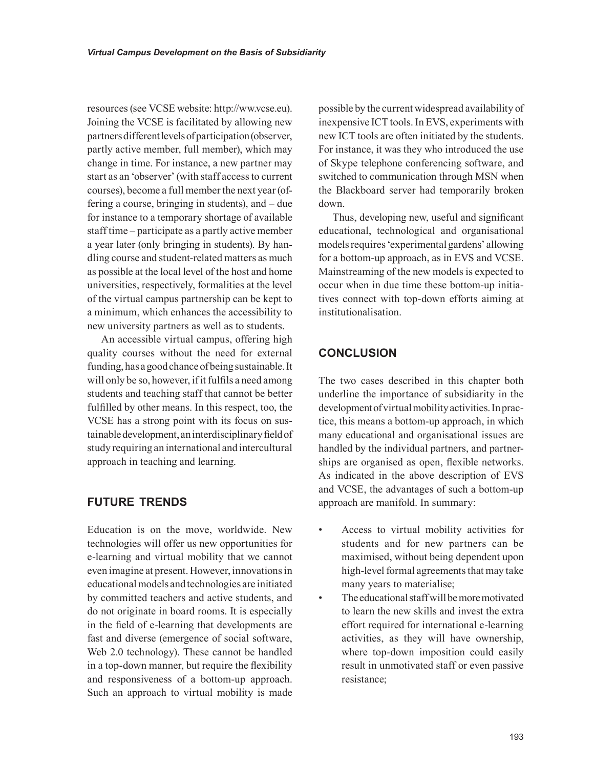resources (see VCSE website: http://ww.vcse.eu). Joining the VCSE is facilitated by allowing new partners different levels of participation (observer, partly active member, full member), which may change in time. For instance, a new partner may start as an 'observer' (with staff access to current courses), become a full member the next year (offering a course, bringing in students), and – due for instance to a temporary shortage of available staff time – participate as a partly active member a year later (only bringing in students). By handling course and student-related matters as much as possible at the local level of the host and home universities, respectively, formalities at the level of the virtual campus partnership can be kept to a minimum, which enhances the accessibility to new university partners as well as to students.

An accessible virtual campus, offering high quality courses without the need for external funding, has a good chance of being sustainable. It will only be so, however, if it fulfils a need among students and teaching staff that cannot be better fulfilled by other means. In this respect, too, the VCSE has a strong point with its focus on sustainable development, an interdisciplinary field of study requiring an international and intercultural approach in teaching and learning.

## FUTURE TRENDS

Education is on the move, worldwide. New technologies will offer us new opportunities for e-learning and virtual mobility that we cannot even imagine at present. However, innovations in educational models and technologies are initiated by committed teachers and active students, and do not originate in board rooms. It is especially in the field of e-learning that developments are fast and diverse (emergence of social software, Web 2.0 technology). These cannot be handled in a top-down manner, but require the flexibility and responsiveness of a bottom-up approach. Such an approach to virtual mobility is made possible by the current widespread availability of inexpensive ICT tools. In EVS, experiments with new ICT tools are often initiated by the students. For instance, it was they who introduced the use of Skype telephone conferencing software, and switched to communication through MSN when the Blackboard server had temporarily broken down.

Thus, developing new, useful and significant educational, technological and organisational models requires 'experimental gardens' allowing for a bottom-up approach, as in EVS and VCSE. Mainstreaming of the new models is expected to occur when in due time these bottom-up initiatives connect with top-down efforts aiming at institutionalisation.

## CONCLUSION

The two cases described in this chapter both underline the importance of subsidiarity in the development of virtual mobility activities. In practice, this means a bottom-up approach, in which many educational and organisational issues are handled by the individual partners, and partnerships are organised as open, flexible networks. As indicated in the above description of EVS and VCSE, the advantages of such a bottom-up approach are manifold. In summary:

- Access to virtual mobility activities for students and for new partners can be maximised, without being dependent upon high-level formal agreements that may take many years to materialise;
- The educational staff will be more motivated to learn the new skills and invest the extra effort required for international e-learning activities, as they will have ownership, where top-down imposition could easily result in unmotivated staff or even passive resistance;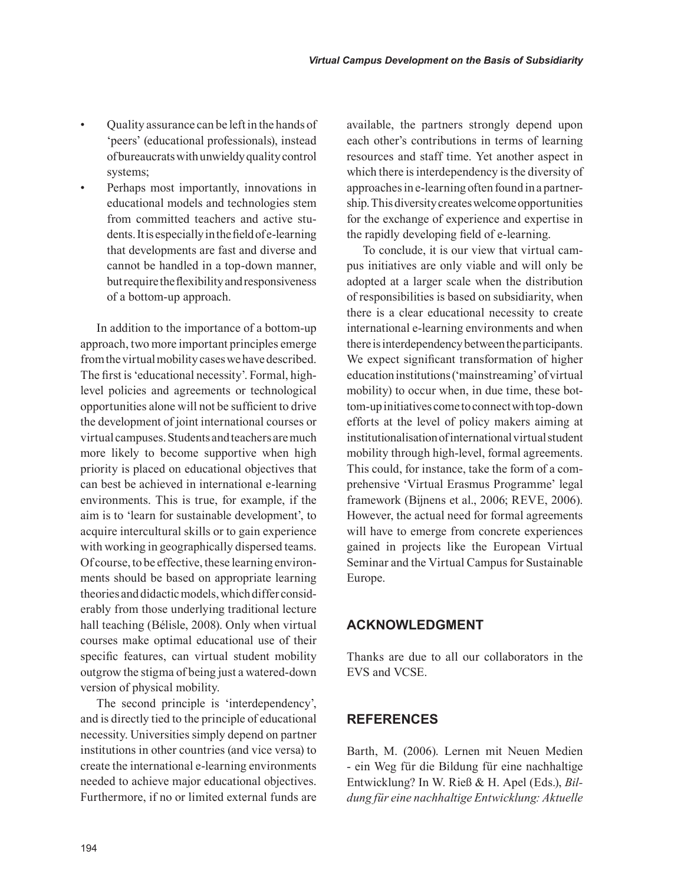- Quality assurance can be left in the hands of 'peers' (educational professionals), instead of bureaucrats with unwieldy quality control systems;
- Perhaps most importantly, innovations in educational models and technologies stem from committed teachers and active students. It is especially in the field of e-learning that developments are fast and diverse and cannot be handled in a top-down manner, but require the flexibility and responsiveness of a bottom-up approach.

In addition to the importance of a bottom-up approach, two more important principles emerge from the virtual mobility cases we have described. The first is 'educational necessity'. Formal, high-level policies and agreements or technological opportunities alone will not be sufficient to drive the development of joint international courses or virtual campuses. Students and teachers are much more likely to become supportive when high priority is placed on educational objectives that can best be achieved in international e-learning environments. This is true, for example, if the aim is to 'learn for sustainable development', to acquire intercultural skills or to gain experience with working in geographically dispersed teams. Of course, to be effective, these learning environments should be based on appropriate learning theories and didactic models, which differ considerably from those underlying traditional lecture hall teaching (Bélisle, 2008). Only when virtual courses make optimal educational use of their specific features, can virtual student mobility outgrow the stigma of being just a watered-down version of physical mobility.

The second principle is 'interdependency', and is directly tied to the principle of educational necessity. Universities simply depend on partner institutions in other countries (and vice versa) to create the international e-learning environments needed to achieve major educational objectives. Furthermore, if no or limited external funds are available, the partners strongly depend upon each other's contributions in terms of learning resources and staff time. Yet another aspect in which there is interdependency is the diversity of approaches in e-learning often found in a partnership. This diversity creates welcome opportunities for the exchange of experience and expertise in the rapidly developing field of e-learning.

To conclude, it is our view that virtual campus initiatives are only viable and will only be adopted at a larger scale when the distribution of responsibilities is based on subsidiarity, when there is a clear educational necessity to create international e-learning environments and when there is interdependency between the participants. We expect significant transformation of higher education institutions ('mainstreaming' of virtual mobility) to occur when, in due time, these bottom-up initiatives come to connect with top-down efforts at the level of policy makers aiming at institutionalisation of international virtual student mobility through high-level, formal agreements. This could, for instance, take the form of a comprehensive 'Virtual Erasmus Programme' legal framework (Bijnens et al., 2006; REVE, 2006). However, the actual need for formal agreements will have to emerge from concrete experiences gained in projects like the European Virtual Seminar and the Virtual Campus for Sustainable Europe.

## ACKNOWLEDGMENT

Thanks are due to all our collaborators in the EVS and VCSE.

## REFERENCES

Barth, M. (2006). Lernen mit Neuen Medien - ein Weg für die Bildung für eine nachhaltige Entwicklung? In W. Rieß & H. Apel (Eds.), *Bildung für eine nachhaltige Entwicklung: Aktuelle*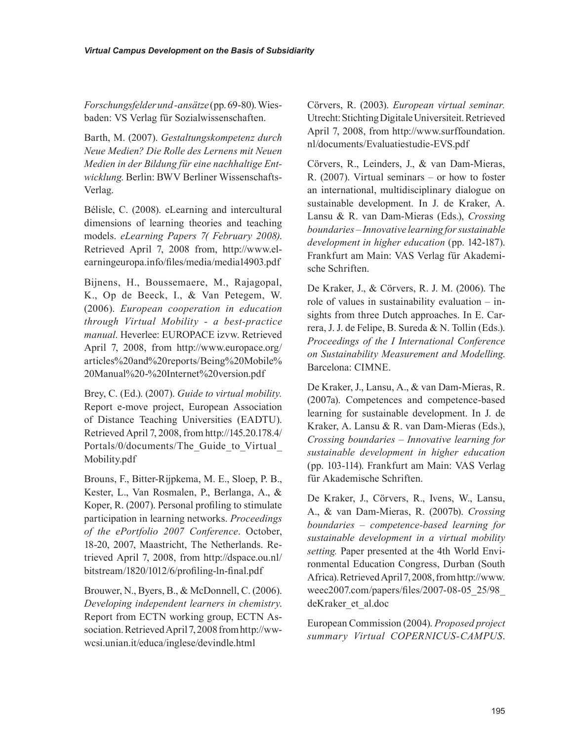*Forschungsfelder und -ansätze* (pp. 69-80). Wiesbaden: VS Verlag für Sozialwissenschaften.

Barth, M. (2007). *Gestaltungskompetenz durch Neue Medien? Die Rolle des Lernens mit Neuen Medien in der Bildung für eine nachhaltige Entwicklung*. Berlin: BWV Berliner Wissenschafts-Verlag.

Bélisle, C. (2008). eLearning and intercultural dimensions of learning theories and teaching models. *eLearning Papers 7( February 2008)*. Retrieved April 7, 2008 from, http://www.elearningeuropa.info/files/media/media14903.pdf

Bijnens, H., Boussemaere, M., Rajagopal, K., Op de Beeck, I., & Van Petegem, W. (2006). *European cooperation in education through Virtual Mobility - a best-practice manual*. Heverlee: EUROPACE izvw. Retrieved April 7, 2008, from http://www.europace.org/articles%20and%20reports/Being%20Mobile%20Manual%20-%20Internet%20version.pdf

Brey, C. (Ed.). (2007). *Guide to virtual mobility.* Report e-move project, European Association of Distance Teaching Universities (EADTU). Retrieved April 7, 2008, from http://145.20.178.4/Portals/0/documents/The_Guide_to_Virtual_Mobility.pdf

Brouns, F., Bitter-Rijpkema, M. E., Sloep, P. B., Kester, L., Van Rosmalen, P., Berlanga, A., & Koper, R. (2007). Personal profiling to stimulate participation in learning networks. *Proceedings of the ePortfolio 2007 Conference*. October, 18-20, 2007, Maastricht, The Netherlands. Retrieved April 7, 2008, from http://dspace.ou.nl/bitstream/1820/1012/6/profiling-ln-final.pdf

Brouwer, N., Byers, B., & McDonnell, C. (2006). *Developing independent learners in chemistry*. Report from ECTN working group, ECTN Association. Retrieved April 7, 2008 from http://wwwcsi.unian.it/educa/inglese/devindle.html

Cörvers, R. (2003). *European virtual seminar.* Utrecht: Stichting Digitale Universiteit. Retrieved April 7, 2008, from http://www.surffoundation.nl/documents/Evaluatiestudie-EVS.pdf

Cörvers, R., Leinders, J., & van Dam-Mieras, R. (2007). Virtual seminars – or how to foster an international, multidisciplinary dialogue on sustainable development. In J. de Kraker, A. Lansu & R. van Dam-Mieras (Eds.), *Crossing boundaries – Innovative learning for sustainable development in higher education* (pp. 142-187). Frankfurt am Main: VAS Verlag für Akademische Schriften.

De Kraker, J., & Cörvers, R. J. M. (2006). The role of values in sustainability evaluation – insights from three Dutch approaches. In E. Carrera, J. J. de Felipe, B. Sureda & N. Tollin (Eds.). *Proceedings of the I International Conference on Sustainability Measurement and Modelling.* Barcelona: CIMNE.

De Kraker, J., Lansu, A., & van Dam-Mieras, R. (2007a). Competences and competence-based learning for sustainable development. In J. de Kraker, A. Lansu & R. van Dam-Mieras (Eds.), *Crossing boundaries – Innovative learning for sustainable development in higher education* (pp. 103-114). Frankfurt am Main: VAS Verlag für Akademische Schriften.

De Kraker, J., Cörvers, R., Ivens, W., Lansu, A., & van Dam-Mieras, R. (2007b). *Crossing boundaries – competence-based learning for sustainable development in a virtual mobility setting.* Paper presented at the 4th World Environmental Education Congress, Durban (South Africa). Retrieved April 7, 2008, from http://www.weec2007.com/papers/files/2007-08-05_25/98_deKraker_et_al.doc

European Commission (2004). *Proposed project summary Virtual COPERNICUS-CAMPUS*.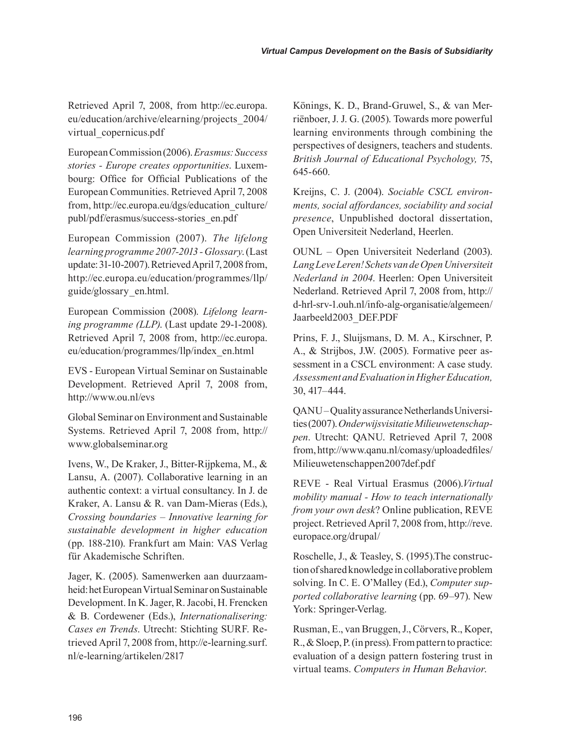Retrieved April 7, 2008, from http://ec.europa.eu/education/archive/elearning/projects_2004/virtual_copernicus.pdf

European Commission (2006). *Erasmus: Success stories - Europe creates opportunities*. Luxembourg: Office for Official Publications of the European Communities. Retrieved April 7, 2008 from, http://ec.europa.eu/dgs/education_culture/publ/pdf/erasmus/success-stories_en.pdf

European Commission (2007). *The lifelong learning programme 2007-2013 - Glossary*. (Last update: 31-10-2007). Retrieved April 7, 2008 from, http://ec.europa.eu/education/programmes/llp/guide/glossary_en.html.

European Commission (2008). *Lifelong learning programme (LLP).* (Last update 29-1-2008). Retrieved April 7, 2008 from, http://ec.europa.eu/education/programmes/llp/index_en.html

EVS - European Virtual Seminar on Sustainable Development. Retrieved April 7, 2008 from, http://www.ou.nl/evs

Global Seminar on Environment and Sustainable Systems. Retrieved April 7, 2008 from, http://www.globalseminar.org

Ivens, W., De Kraker, J., Bitter-Rijpkema, M., & Lansu, A. (2007). Collaborative learning in an authentic context: a virtual consultancy. In J. de Kraker, A. Lansu & R. van Dam-Mieras (Eds.), *Crossing boundaries – Innovative learning for sustainable development in higher education* (pp. 188-210). Frankfurt am Main: VAS Verlag für Akademische Schriften.

Jager, K. (2005). Samenwerken aan duurzaamheid: het European Virtual Seminar on Sustainable Development. In K. Jager, R. Jacobi, H. Frencken & B. Cordewener (Eds.), *Internationalisering: Cases en Trends*. Utrecht: Stichting SURF. Retrieved April 7, 2008 from, http://e-learning.surf.nl/e-learning/artikelen/2817

Könings, K. D., Brand-Gruwel, S., & van Merriënboer, J. J. G. (2005). Towards more powerful learning environments through combining the perspectives of designers, teachers and students. *British Journal of Educational Psychology,* 75, 645-660.

Kreijns, C. J. (2004). *Sociable CSCL environments, social affordances, sociability and social presence*, Unpublished doctoral dissertation, Open Universiteit Nederland, Heerlen.

OUNL – Open Universiteit Nederland (2003). *Lang Leve Leren! Schets van de Open Universiteit Nederland in 2004*. Heerlen: Open Universiteit Nederland. Retrieved April 7, 2008 from, http://d-hrl-srv-1.ouh.nl/info-alg-organisatie/algemeen/Jaarbeeld2003_DEF.PDF

Prins, F. J., Sluijsmans, D. M. A., Kirschner, P. A., & Strijbos, J.W. (2005). Formative peer assessment in a CSCL environment: A case study. *Assessment and Evaluation in Higher Education,* 30, 417–444.

QANU – Quality assurance Netherlands Universities (2007). *Onderwijsvisitatie Milieuwetenschappen*. Utrecht: QANU. Retrieved April 7, 2008 from, http://www.qanu.nl/comasy/uploadedfiles/Milieuwetenschappen2007def.pdf

REVE - Real Virtual Erasmus (2006).*Virtual mobility manual - How to teach internationally from your own desk*? Online publication, REVE project. Retrieved April 7, 2008 from, http://reve.europace.org/drupal/

Roschelle, J., & Teasley, S. (1995).The construction of shared knowledge in collaborative problem solving. In C. E. O'Malley (Ed.), *Computer supported collaborative learning* (pp. 69–97). New York: Springer-Verlag.

Rusman, E., van Bruggen, J., Cörvers, R., Koper, R., & Sloep, P. (in press). From pattern to practice: evaluation of a design pattern fostering trust in virtual teams. *Computers in Human Behavior*.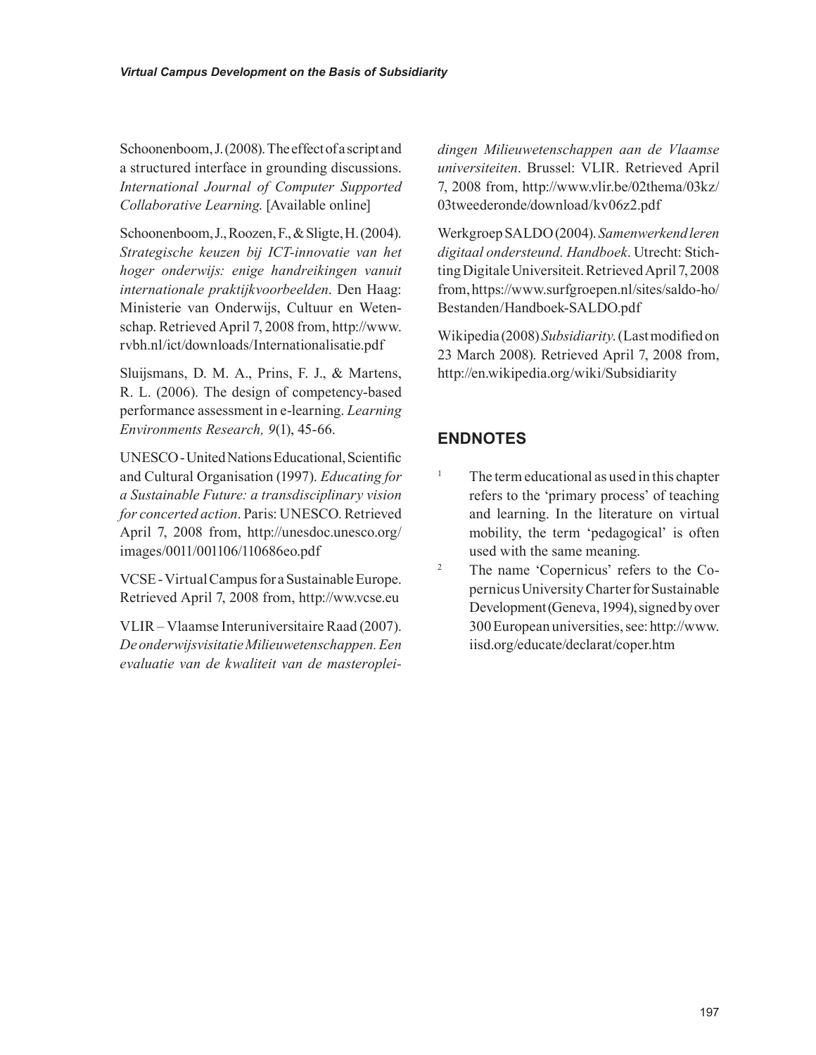Schoonenboom, J. (2008). The effect of a script and a structured interface in grounding discussions. *International Journal of Computer Supported Collaborative Learning.* [Available online]

Schoonenboom, J., Roozen, F., & Sligte, H. (2004). *Strategische keuzen bij ICT-innovatie van het hoger onderwijs: enige handreikingen vanuit internationale praktijkvoorbeelden*. Den Haag: Ministerie van Onderwijs, Cultuur en Wetenschap. Retrieved April 7, 2008 from, http://www.rvbh.nl/ict/downloads/Internationalisatie.pdf

Sluijsmans, D. M. A., Prins, F. J., & Martens, R. L. (2006). The design of competency-based performance assessment in e-learning. *Learning Environments Research, 9*(1), 45-66.

UNESCO - United Nations Educational, Scientific and Cultural Organisation (1997). *Educating for a Sustainable Future: a transdisciplinary vision for concerted action*. Paris: UNESCO. Retrieved April 7, 2008 from, http://unesdoc.unesco.org/images/0011/001106/110686eo.pdf

VCSE - Virtual Campus for a Sustainable Europe. Retrieved April 7, 2008 from, http://ww.vcse.eu

VLIR – Vlaamse Interuniversitaire Raad (2007). *De onderwijsvisitatie Milieuwetenschappen. Een evaluatie van de kwaliteit van de masteropleidingen Milieuwetenschappen aan de Vlaamse universiteiten*. Brussel: VLIR. Retrieved April 7, 2008 from, http://www.vlir.be/02thema/03kz/03tweederonde/download/kv06z2.pdf

Werkgroep SALDO (2004). *Samenwerkend leren digitaal ondersteund. Handboek*. Utrecht: Stichting Digitale Universiteit. Retrieved April 7, 2008 from, https://www.surfgroepen.nl/sites/saldo-ho/Bestanden/Handboek-SALDO.pdf

Wikipedia (2008) *Subsidiarity*. (Last modified on 23 March 2008). Retrieved April 7, 2008 from, http://en.wikipedia.org/wiki/Subsidiarity

## ENDNOTES

[1] The term educational as used in this chapter refers to the 'primary process' of teaching and learning. In the literature on virtual mobility, the term 'pedagogical' is often used with the same meaning.

[2] The name 'Copernicus' refers to the Copernicus University Charter for Sustainable Development (Geneva, 1994), signed by over 300 European universities, see: http://www.iisd.org/educate/declarat/coper.htm